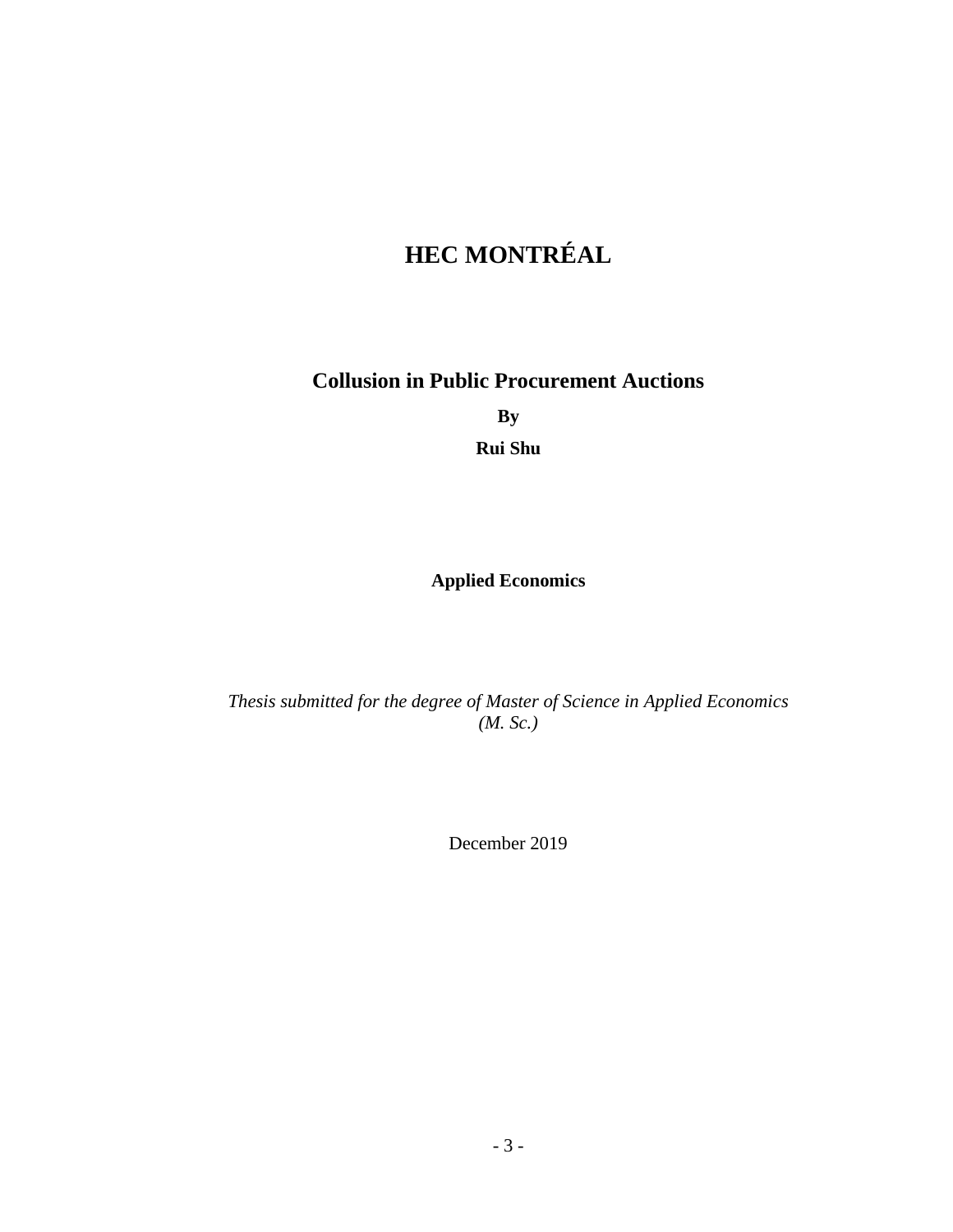# HEC MONTRÉAL

## Collusion in Public Procurement Auctions

**By**

**Rui Shu**

**Applied Economics**

*Thesis submitted for the degree of Master of Science in Applied Economics (M. Sc.)*

December 2019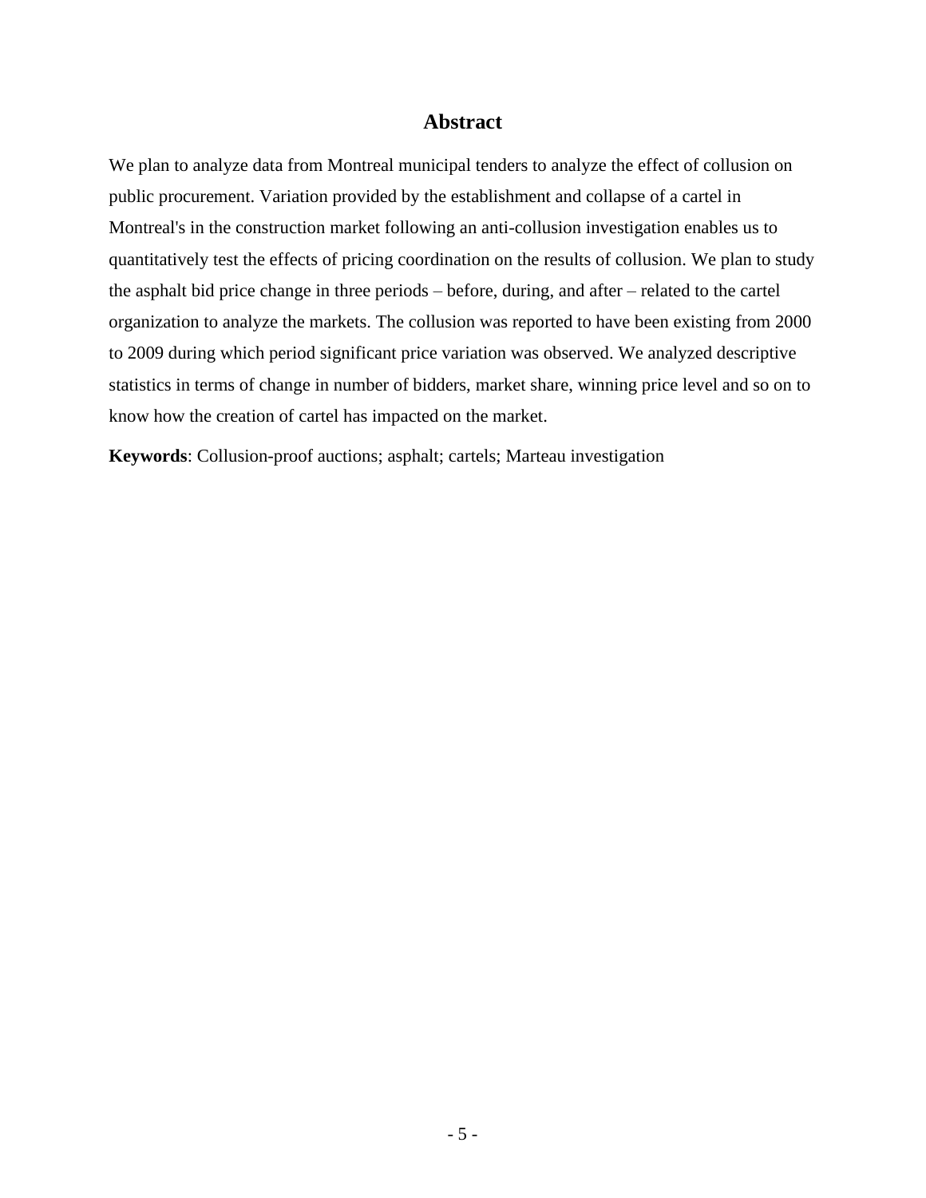# Abstract

We plan to analyze data from Montreal municipal tenders to analyze the effect of collusion on public procurement. Variation provided by the establishment and collapse of a cartel in Montreal's in the construction market following an anti-collusion investigation enables us to quantitatively test the effects of pricing coordination on the results of collusion. We plan to study the asphalt bid price change in three periods – before, during, and after – related to the cartel organization to analyze the markets. The collusion was reported to have been existing from 2000 to 2009 during which period significant price variation was observed. We analyzed descriptive statistics in terms of change in number of bidders, market share, winning price level and so on to know how the creation of cartel has impacted on the market.

**Keywords**: Collusion-proof auctions; asphalt; cartels; Marteau investigation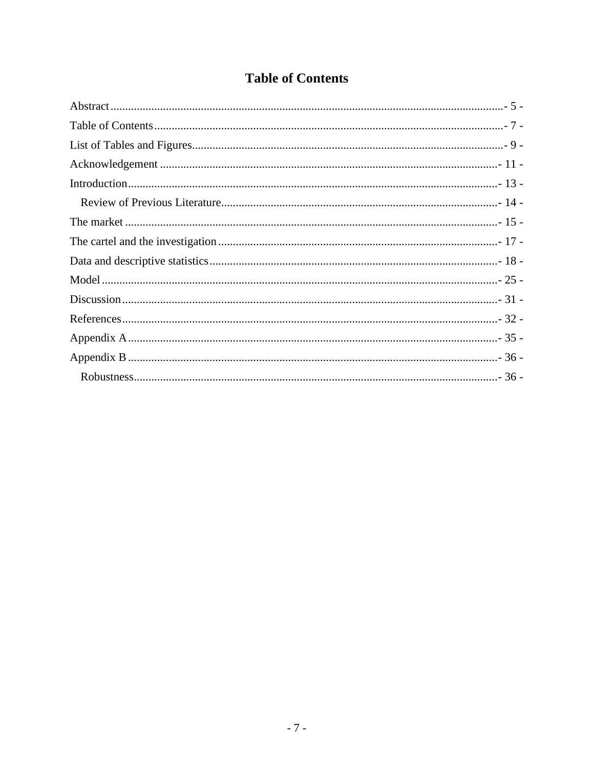# Table of Contents

Abstract ....................................................................................................................... - 5 -

Table of Contents ........................................................................................................ - 7 -

List of Tables and Figures ........................................................................................... - 9 -

Acknowledgement ..................................................................................................... - 11 -

Introduction ............................................................................................................... - 13 -

  Review of Previous Literature ................................................................................ - 14 -

The market ................................................................................................................ - 15 -

The cartel and the investigation ................................................................................ - 17 -

Data and descriptive statistics ................................................................................... - 18 -

Model ........................................................................................................................ - 25 -

Discussion ................................................................................................................. - 31 -

References ................................................................................................................. - 32 -

Appendix A ............................................................................................................... - 35 -

Appendix B ............................................................................................................... - 36 -

  Robustness ............................................................................................................. - 36 -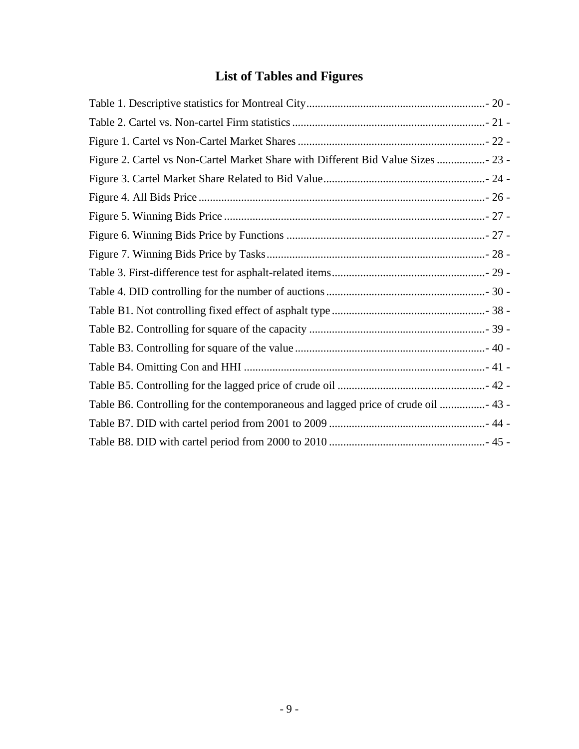# List of Tables and Figures

Table 1. Descriptive statistics for Montreal City............................................................- 20 -

Table 2. Cartel vs. Non-cartel Firm statistics ....................................................................- 21 -

Figure 1. Cartel vs Non-Cartel Market Shares ..................................................................- 22 -

Figure 2. Cartel vs Non-Cartel Market Share with Different Bid Value Sizes .................- 23 -

Figure 3. Cartel Market Share Related to Bid Value.........................................................- 24 -

Figure 4. All Bids Price .....................................................................................................- 26 -

Figure 5. Winning Bids Price ............................................................................................- 27 -

Figure 6. Winning Bids Price by Functions ......................................................................- 27 -

Figure 7. Winning Bids Price by Tasks.............................................................................- 28 -

Table 3. First-difference test for asphalt-related items......................................................- 29 -

Table 4. DID controlling for the number of auctions........................................................- 30 -

Table B1. Not controlling fixed effect of asphalt type ......................................................- 38 -

Table B2. Controlling for square of the capacity ..............................................................- 39 -

Table B3. Controlling for square of the value ...................................................................- 40 -

Table B4. Omitting Con and HHI .....................................................................................- 41 -

Table B5. Controlling for the lagged price of crude oil ....................................................- 42 -

Table B6. Controlling for the contemporaneous and lagged price of crude oil ................- 43 -

Table B7. DID with cartel period from 2001 to 2009 .......................................................- 44 -

Table B8. DID with cartel period from 2000 to 2010 .......................................................- 45 -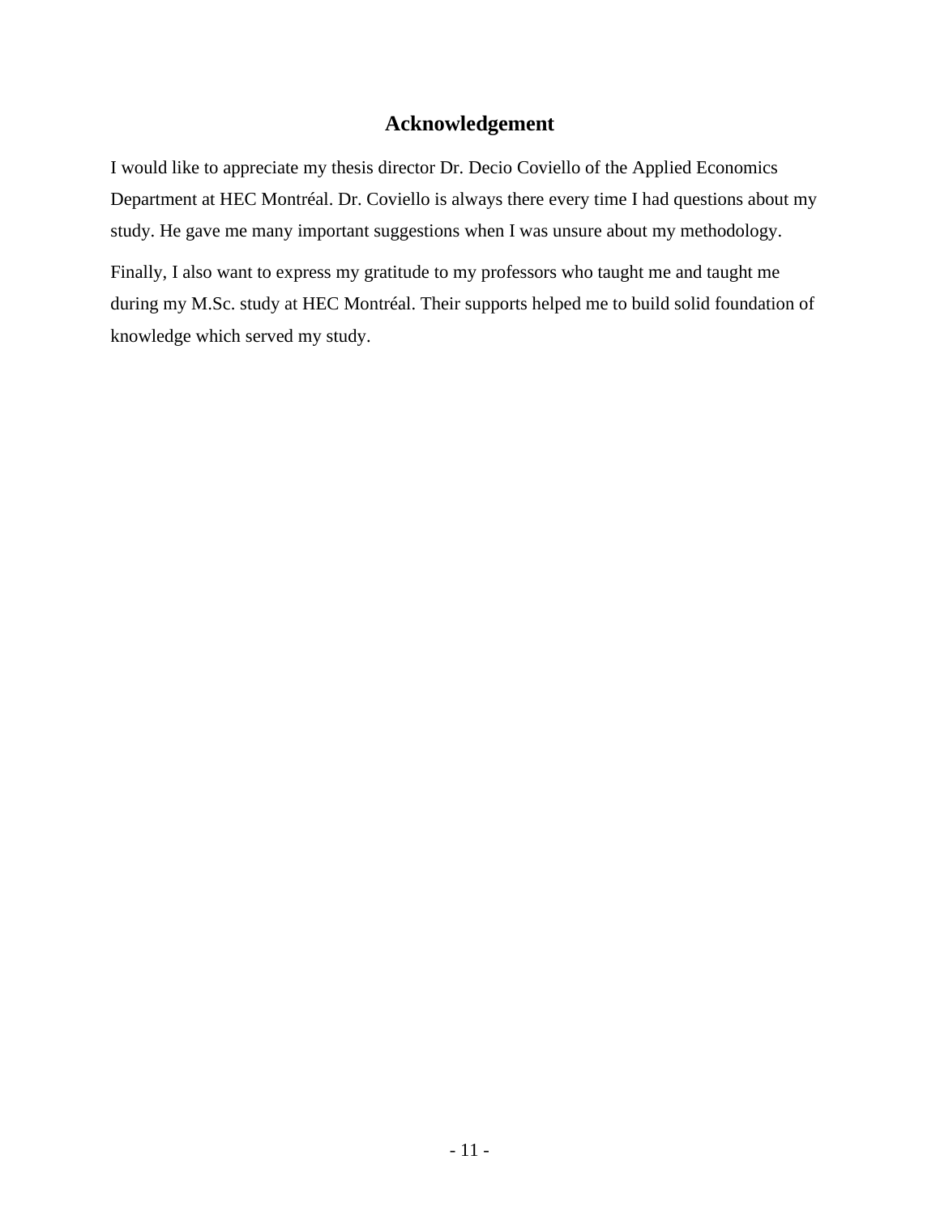## Acknowledgement

I would like to appreciate my thesis director Dr. Decio Coviello of the Applied Economics Department at HEC Montréal. Dr. Coviello is always there every time I had questions about my study. He gave me many important suggestions when I was unsure about my methodology.

Finally, I also want to express my gratitude to my professors who taught me and taught me during my M.Sc. study at HEC Montréal. Their supports helped me to build solid foundation of knowledge which served my study.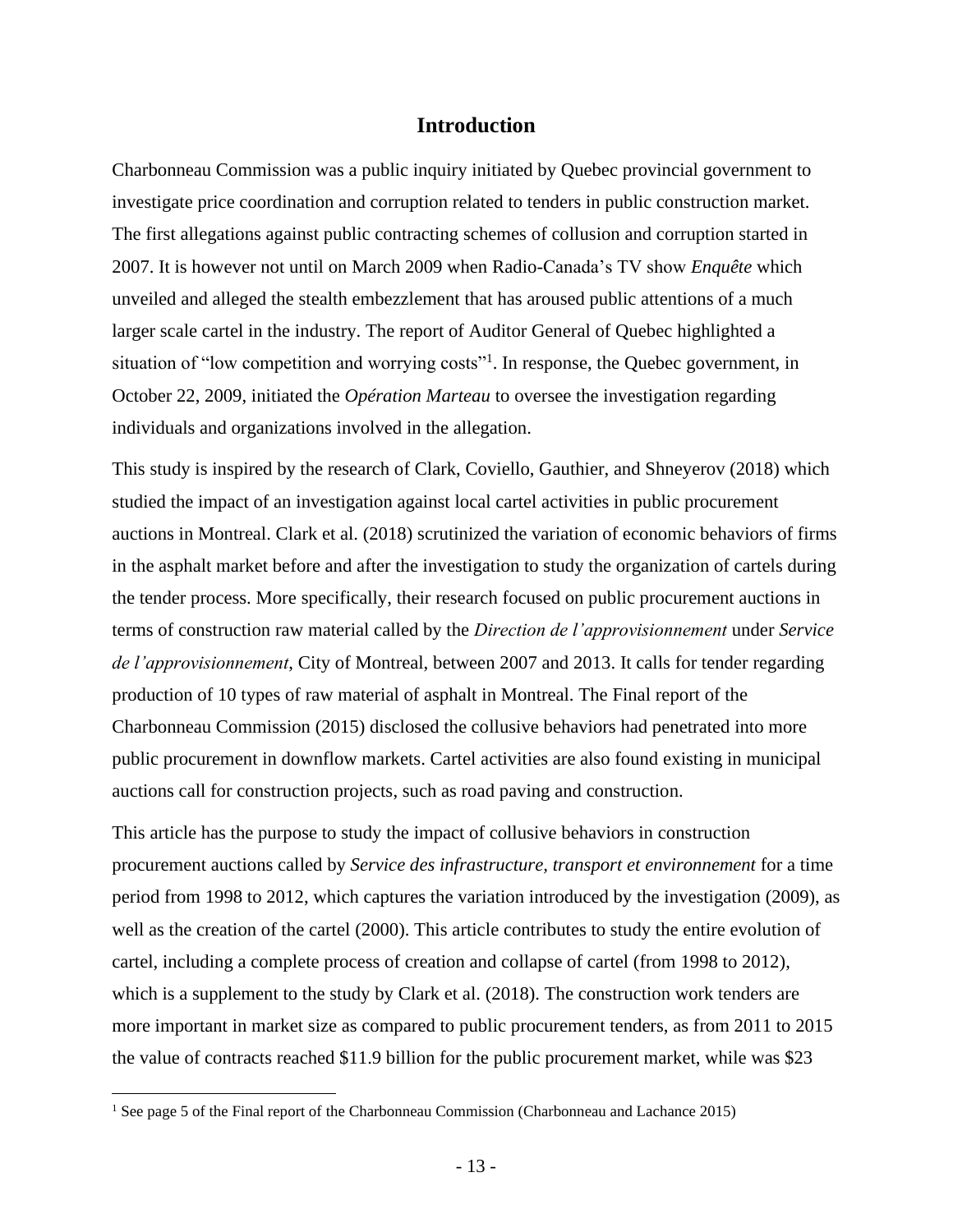# Introduction

Charbonneau Commission was a public inquiry initiated by Quebec provincial government to investigate price coordination and corruption related to tenders in public construction market. The first allegations against public contracting schemes of collusion and corruption started in 2007. It is however not until on March 2009 when Radio-Canada's TV show *Enquête* which unveiled and alleged the stealth embezzlement that has aroused public attentions of a much larger scale cartel in the industry. The report of Auditor General of Quebec highlighted a situation of "low competition and worrying costs"[1]. In response, the Quebec government, in October 22, 2009, initiated the *Opération Marteau* to oversee the investigation regarding individuals and organizations involved in the allegation.

This study is inspired by the research of Clark, Coviello, Gauthier, and Shneyerov (2018) which studied the impact of an investigation against local cartel activities in public procurement auctions in Montreal. Clark et al. (2018) scrutinized the variation of economic behaviors of firms in the asphalt market before and after the investigation to study the organization of cartels during the tender process. More specifically, their research focused on public procurement auctions in terms of construction raw material called by the *Direction de l'approvisionnement* under *Service de l'approvisionnement*, City of Montreal, between 2007 and 2013. It calls for tender regarding production of 10 types of raw material of asphalt in Montreal. The Final report of the Charbonneau Commission (2015) disclosed the collusive behaviors had penetrated into more public procurement in downflow markets. Cartel activities are also found existing in municipal auctions call for construction projects, such as road paving and construction.

This article has the purpose to study the impact of collusive behaviors in construction procurement auctions called by *Service des infrastructure, transport et environnement* for a time period from 1998 to 2012, which captures the variation introduced by the investigation (2009), as well as the creation of the cartel (2000). This article contributes to study the entire evolution of cartel, including a complete process of creation and collapse of cartel (from 1998 to 2012), which is a supplement to the study by Clark et al. (2018). The construction work tenders are more important in market size as compared to public procurement tenders, as from 2011 to 2015 the value of contracts reached $11.9 billion for the public procurement market, while was $23

[1] See page 5 of the Final report of the Charbonneau Commission (Charbonneau and Lachance 2015)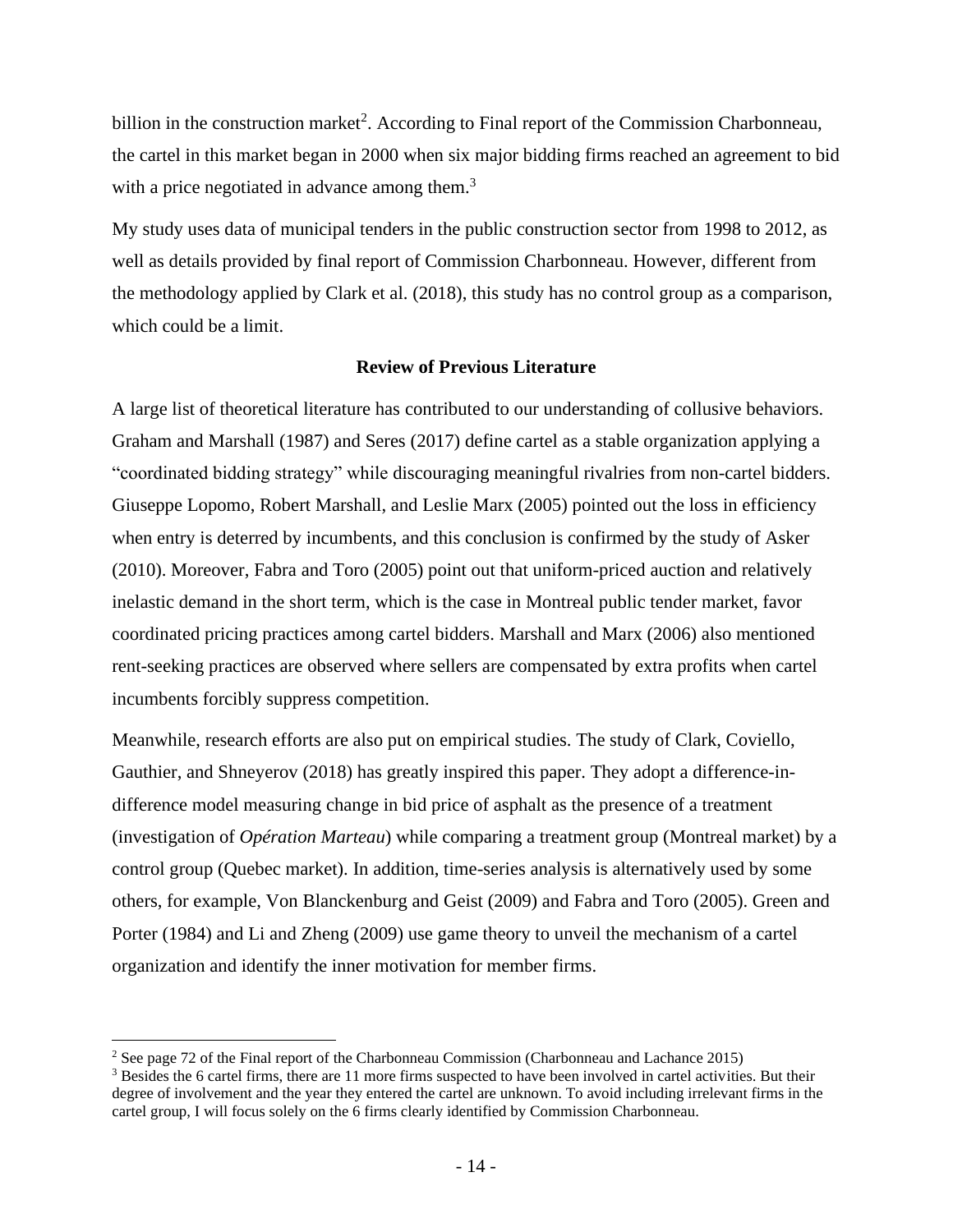billion in the construction market[2]. According to Final report of the Commission Charbonneau, the cartel in this market began in 2000 when six major bidding firms reached an agreement to bid with a price negotiated in advance among them.[3]

My study uses data of municipal tenders in the public construction sector from 1998 to 2012, as well as details provided by final report of Commission Charbonneau. However, different from the methodology applied by Clark et al. (2018), this study has no control group as a comparison, which could be a limit.

## Review of Previous Literature

A large list of theoretical literature has contributed to our understanding of collusive behaviors. Graham and Marshall (1987) and Seres (2017) define cartel as a stable organization applying a "coordinated bidding strategy" while discouraging meaningful rivalries from non-cartel bidders. Giuseppe Lopomo, Robert Marshall, and Leslie Marx (2005) pointed out the loss in efficiency when entry is deterred by incumbents, and this conclusion is confirmed by the study of Asker (2010). Moreover, Fabra and Toro (2005) point out that uniform-priced auction and relatively inelastic demand in the short term, which is the case in Montreal public tender market, favor coordinated pricing practices among cartel bidders. Marshall and Marx (2006) also mentioned rent-seeking practices are observed where sellers are compensated by extra profits when cartel incumbents forcibly suppress competition.

Meanwhile, research efforts are also put on empirical studies. The study of Clark, Coviello, Gauthier, and Shneyerov (2018) has greatly inspired this paper. They adopt a difference-in-difference model measuring change in bid price of asphalt as the presence of a treatment (investigation of *Opération Marteau*) while comparing a treatment group (Montreal market) by a control group (Quebec market). In addition, time-series analysis is alternatively used by some others, for example, Von Blanckenburg and Geist (2009) and Fabra and Toro (2005). Green and Porter (1984) and Li and Zheng (2009) use game theory to unveil the mechanism of a cartel organization and identify the inner motivation for member firms.

---

[2] See page 72 of the Final report of the Charbonneau Commission (Charbonneau and Lachance 2015)

[3] Besides the 6 cartel firms, there are 11 more firms suspected to have been involved in cartel activities. But their degree of involvement and the year they entered the cartel are unknown. To avoid including irrelevant firms in the cartel group, I will focus solely on the 6 firms clearly identified by Commission Charbonneau.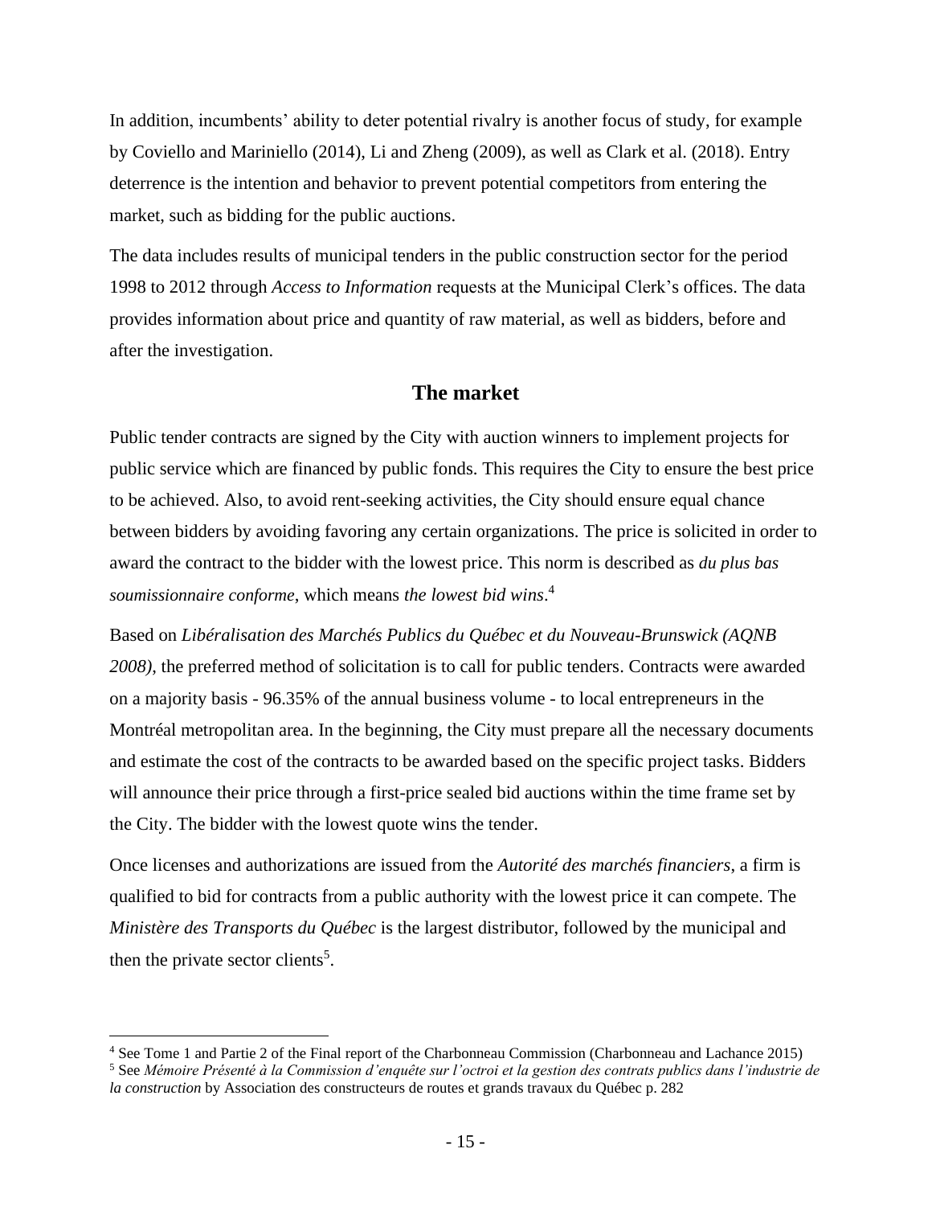In addition, incumbents' ability to deter potential rivalry is another focus of study, for example by Coviello and Mariniello (2014), Li and Zheng (2009), as well as Clark et al. (2018). Entry deterrence is the intention and behavior to prevent potential competitors from entering the market, such as bidding for the public auctions.

The data includes results of municipal tenders in the public construction sector for the period 1998 to 2012 through *Access to Information* requests at the Municipal Clerk's offices. The data provides information about price and quantity of raw material, as well as bidders, before and after the investigation.

## The market

Public tender contracts are signed by the City with auction winners to implement projects for public service which are financed by public fonds. This requires the City to ensure the best price to be achieved. Also, to avoid rent-seeking activities, the City should ensure equal chance between bidders by avoiding favoring any certain organizations. The price is solicited in order to award the contract to the bidder with the lowest price. This norm is described as *du plus bas soumissionnaire conforme*, which means *the lowest bid wins*.[4]

Based on *Libéralisation des Marchés Publics du Québec et du Nouveau-Brunswick (AQNB 2008)*, the preferred method of solicitation is to call for public tenders. Contracts were awarded on a majority basis - 96.35% of the annual business volume - to local entrepreneurs in the Montréal metropolitan area. In the beginning, the City must prepare all the necessary documents and estimate the cost of the contracts to be awarded based on the specific project tasks. Bidders will announce their price through a first-price sealed bid auctions within the time frame set by the City. The bidder with the lowest quote wins the tender.

Once licenses and authorizations are issued from the *Autorité des marchés financiers*, a firm is qualified to bid for contracts from a public authority with the lowest price it can compete. The *Ministère des Transports du Québec* is the largest distributor, followed by the municipal and then the private sector clients[5].

---

[4] See Tome 1 and Partie 2 of the Final report of the Charbonneau Commission (Charbonneau and Lachance 2015)

[5] See *Mémoire Présenté à la Commission d'enquête sur l'octroi et la gestion des contrats publics dans l'industrie de la construction* by Association des constructeurs de routes et grands travaux du Québec p. 282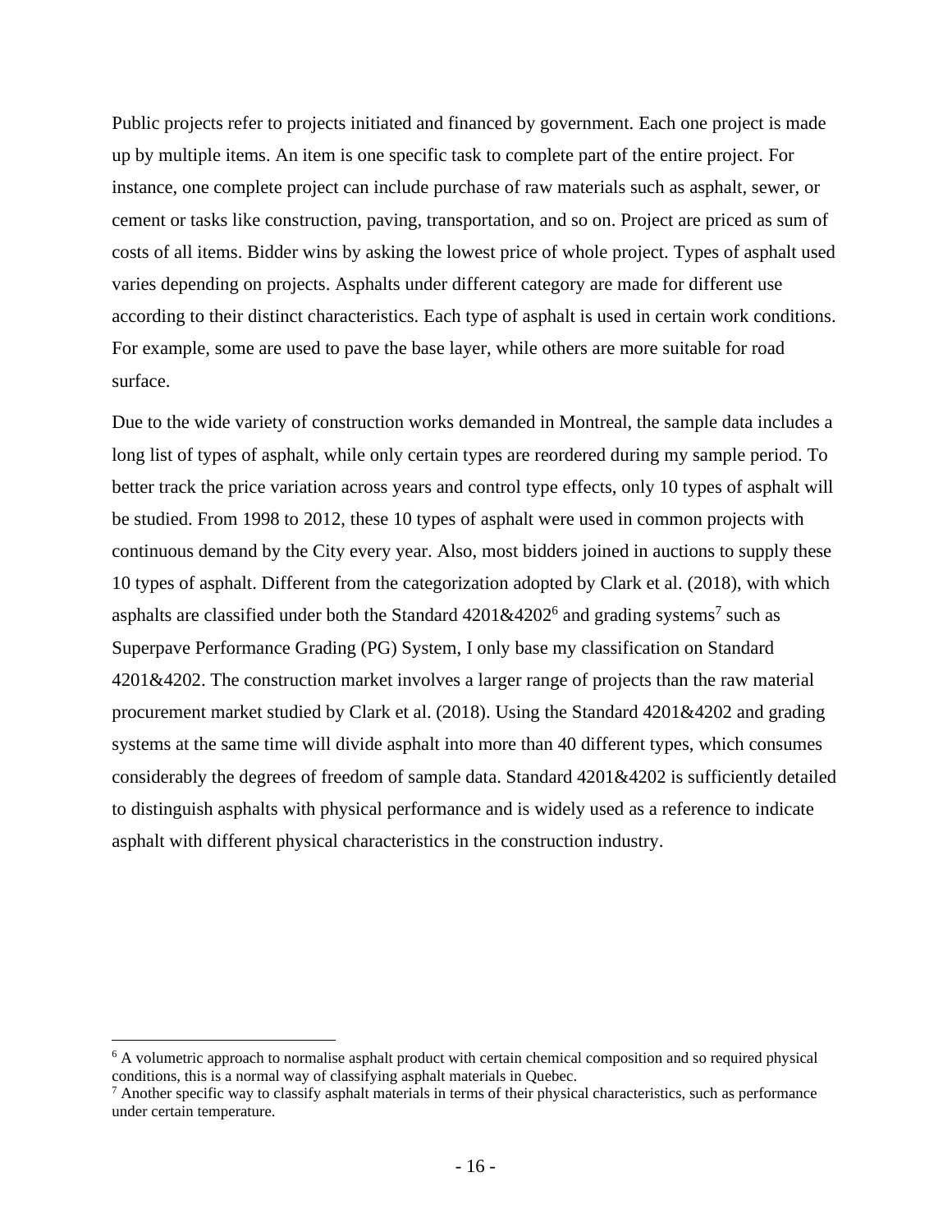Public projects refer to projects initiated and financed by government. Each one project is made up by multiple items. An item is one specific task to complete part of the entire project. For instance, one complete project can include purchase of raw materials such as asphalt, sewer, or cement or tasks like construction, paving, transportation, and so on. Project are priced as sum of costs of all items. Bidder wins by asking the lowest price of whole project. Types of asphalt used varies depending on projects. Asphalts under different category are made for different use according to their distinct characteristics. Each type of asphalt is used in certain work conditions. For example, some are used to pave the base layer, while others are more suitable for road surface.

Due to the wide variety of construction works demanded in Montreal, the sample data includes a long list of types of asphalt, while only certain types are reordered during my sample period. To better track the price variation across years and control type effects, only 10 types of asphalt will be studied. From 1998 to 2012, these 10 types of asphalt were used in common projects with continuous demand by the City every year. Also, most bidders joined in auctions to supply these 10 types of asphalt. Different from the categorization adopted by Clark et al. (2018), with which asphalts are classified under both the Standard 4201&4202[6] and grading systems[7] such as Superpave Performance Grading (PG) System, I only base my classification on Standard 4201&4202. The construction market involves a larger range of projects than the raw material procurement market studied by Clark et al. (2018). Using the Standard 4201&4202 and grading systems at the same time will divide asphalt into more than 40 different types, which consumes considerably the degrees of freedom of sample data. Standard 4201&4202 is sufficiently detailed to distinguish asphalts with physical performance and is widely used as a reference to indicate asphalt with different physical characteristics in the construction industry.

[6] A volumetric approach to normalise asphalt product with certain chemical composition and so required physical conditions, this is a normal way of classifying asphalt materials in Quebec.

[7] Another specific way to classify asphalt materials in terms of their physical characteristics, such as performance under certain temperature.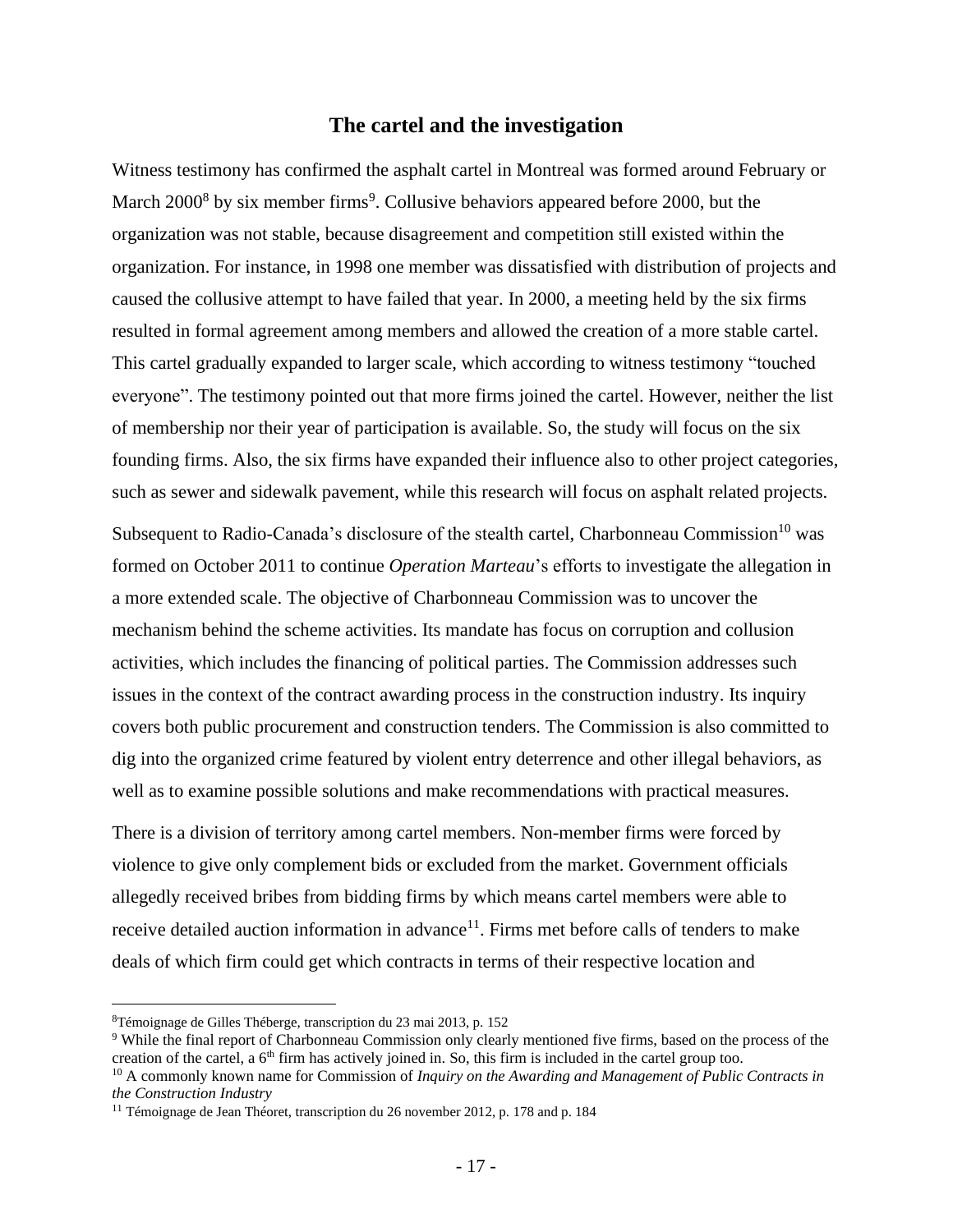## The cartel and the investigation

Witness testimony has confirmed the asphalt cartel in Montreal was formed around February or March 2000[8] by six member firms[9]. Collusive behaviors appeared before 2000, but the organization was not stable, because disagreement and competition still existed within the organization. For instance, in 1998 one member was dissatisfied with distribution of projects and caused the collusive attempt to have failed that year. In 2000, a meeting held by the six firms resulted in formal agreement among members and allowed the creation of a more stable cartel. This cartel gradually expanded to larger scale, which according to witness testimony "touched everyone". The testimony pointed out that more firms joined the cartel. However, neither the list of membership nor their year of participation is available. So, the study will focus on the six founding firms. Also, the six firms have expanded their influence also to other project categories, such as sewer and sidewalk pavement, while this research will focus on asphalt related projects.

Subsequent to Radio-Canada's disclosure of the stealth cartel, Charbonneau Commission[10] was formed on October 2011 to continue *Operation Marteau*'s efforts to investigate the allegation in a more extended scale. The objective of Charbonneau Commission was to uncover the mechanism behind the scheme activities. Its mandate has focus on corruption and collusion activities, which includes the financing of political parties. The Commission addresses such issues in the context of the contract awarding process in the construction industry. Its inquiry covers both public procurement and construction tenders. The Commission is also committed to dig into the organized crime featured by violent entry deterrence and other illegal behaviors, as well as to examine possible solutions and make recommendations with practical measures.

There is a division of territory among cartel members. Non-member firms were forced by violence to give only complement bids or excluded from the market. Government officials allegedly received bribes from bidding firms by which means cartel members were able to receive detailed auction information in advance[11]. Firms met before calls of tenders to make deals of which firm could get which contracts in terms of their respective location and

---

[8] Témoignage de Gilles Théberge, transcription du 23 mai 2013, p. 152

[9] While the final report of Charbonneau Commission only clearly mentioned five firms, based on the process of the creation of the cartel, a 6th firm has actively joined in. So, this firm is included in the cartel group too.

[10] A commonly known name for Commission of *Inquiry on the Awarding and Management of Public Contracts in the Construction Industry*

[11] Témoignage de Jean Théoret, transcription du 26 november 2012, p. 178 and p. 184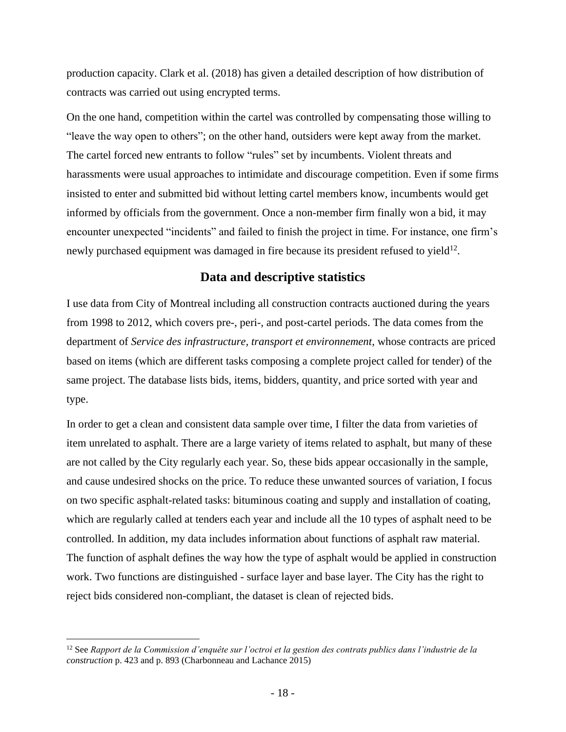production capacity. Clark et al. (2018) has given a detailed description of how distribution of contracts was carried out using encrypted terms.

On the one hand, competition within the cartel was controlled by compensating those willing to "leave the way open to others"; on the other hand, outsiders were kept away from the market. The cartel forced new entrants to follow "rules" set by incumbents. Violent threats and harassments were usual approaches to intimidate and discourage competition. Even if some firms insisted to enter and submitted bid without letting cartel members know, incumbents would get informed by officials from the government. Once a non-member firm finally won a bid, it may encounter unexpected "incidents" and failed to finish the project in time. For instance, one firm's newly purchased equipment was damaged in fire because its president refused to yield[12].

## Data and descriptive statistics

I use data from City of Montreal including all construction contracts auctioned during the years from 1998 to 2012, which covers pre-, peri-, and post-cartel periods. The data comes from the department of *Service des infrastructure, transport et environnement*, whose contracts are priced based on items (which are different tasks composing a complete project called for tender) of the same project. The database lists bids, items, bidders, quantity, and price sorted with year and type.

In order to get a clean and consistent data sample over time, I filter the data from varieties of item unrelated to asphalt. There are a large variety of items related to asphalt, but many of these are not called by the City regularly each year. So, these bids appear occasionally in the sample, and cause undesired shocks on the price. To reduce these unwanted sources of variation, I focus on two specific asphalt-related tasks: bituminous coating and supply and installation of coating, which are regularly called at tenders each year and include all the 10 types of asphalt need to be controlled. In addition, my data includes information about functions of asphalt raw material. The function of asphalt defines the way how the type of asphalt would be applied in construction work. Two functions are distinguished - surface layer and base layer. The City has the right to reject bids considered non-compliant, the dataset is clean of rejected bids.

---

[12] See *Rapport de la Commission d'enquête sur l'octroi et la gestion des contrats publics dans l'industrie de la construction* p. 423 and p. 893 (Charbonneau and Lachance 2015)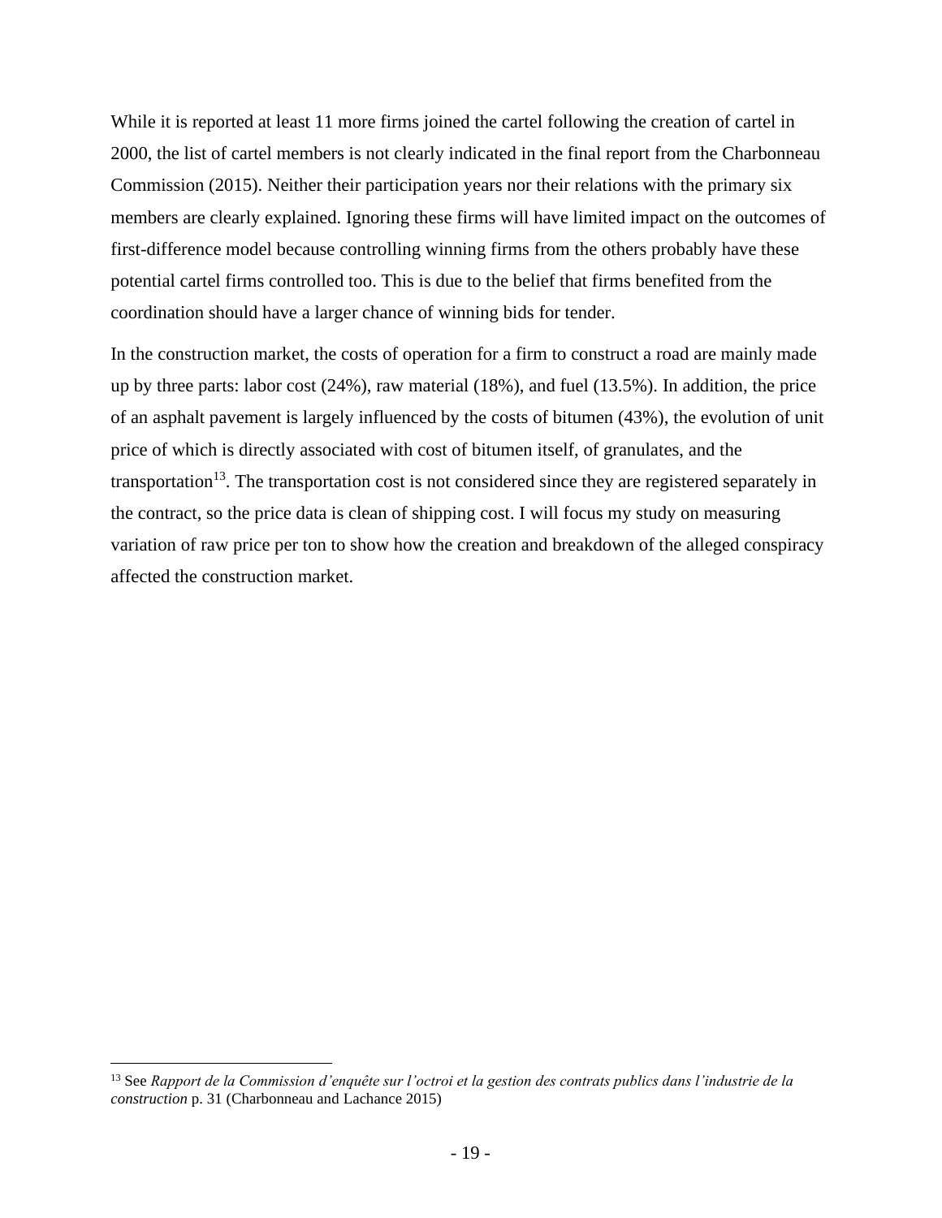While it is reported at least 11 more firms joined the cartel following the creation of cartel in 2000, the list of cartel members is not clearly indicated in the final report from the Charbonneau Commission (2015). Neither their participation years nor their relations with the primary six members are clearly explained. Ignoring these firms will have limited impact on the outcomes of first-difference model because controlling winning firms from the others probably have these potential cartel firms controlled too. This is due to the belief that firms benefited from the coordination should have a larger chance of winning bids for tender.

In the construction market, the costs of operation for a firm to construct a road are mainly made up by three parts: labor cost (24%), raw material (18%), and fuel (13.5%). In addition, the price of an asphalt pavement is largely influenced by the costs of bitumen (43%), the evolution of unit price of which is directly associated with cost of bitumen itself, of granulates, and the transportation[13]. The transportation cost is not considered since they are registered separately in the contract, so the price data is clean of shipping cost. I will focus my study on measuring variation of raw price per ton to show how the creation and breakdown of the alleged conspiracy affected the construction market.

---

[13] See *Rapport de la Commission d'enquête sur l'octroi et la gestion des contrats publics dans l'industrie de la construction* p. 31 (Charbonneau and Lachance 2015)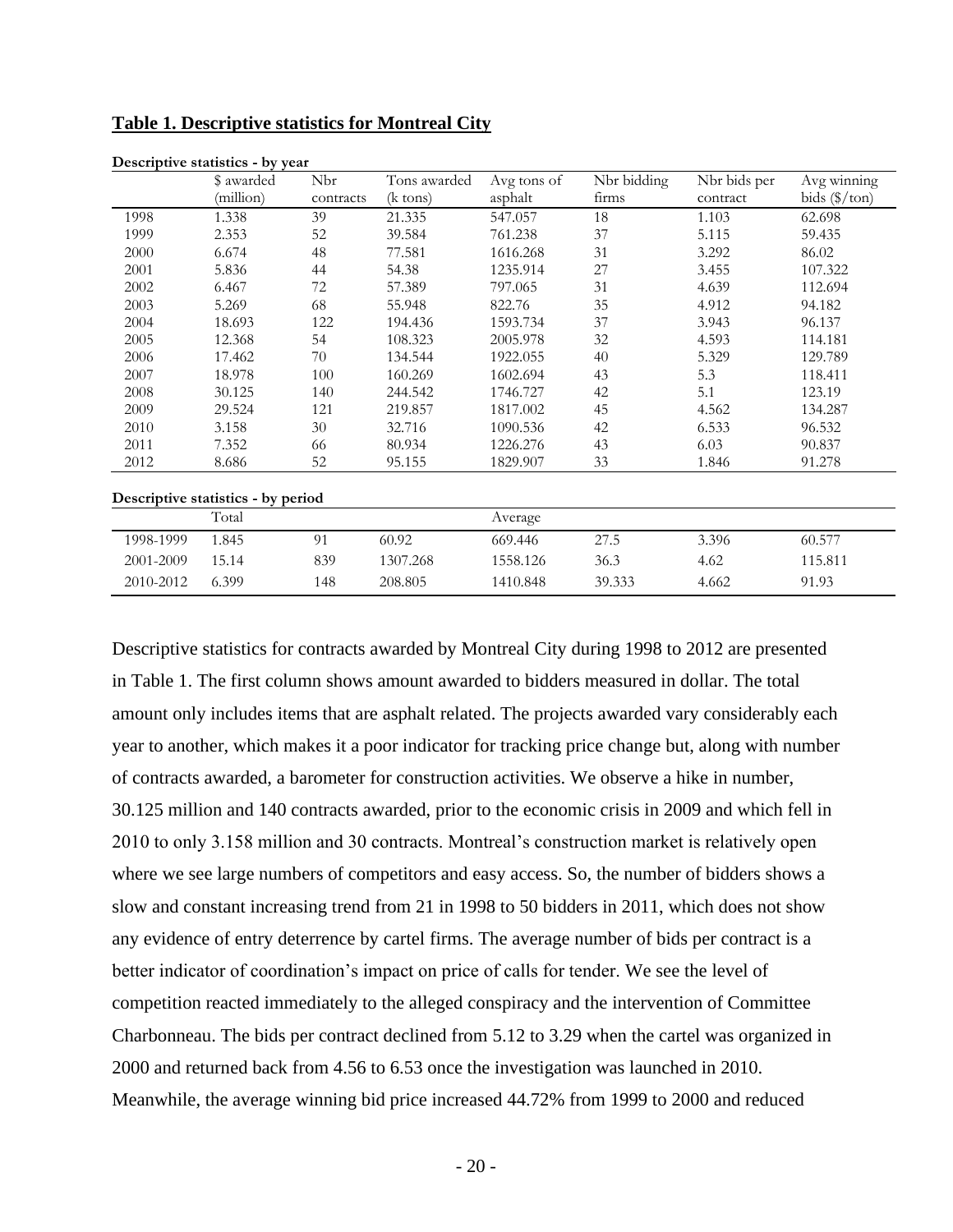**Table 1. Descriptive statistics for Montreal City**

**Descriptive statistics - by year**

| | \$ awarded (million) | Nbr contracts | Tons awarded (k tons) | Avg tons of asphalt | Nbr bidding firms | Nbr bids per contract | Avg winning bids (\$/ton) |
|---|---|---|---|---|---|---|---|
| 1998 | 1.338 | 39 | 21.335 | 547.057 | 18 | 1.103 | 62.698 |
| 1999 | 2.353 | 52 | 39.584 | 761.238 | 37 | 5.115 | 59.435 |
| 2000 | 6.674 | 48 | 77.581 | 1616.268 | 31 | 3.292 | 86.02 |
| 2001 | 5.836 | 44 | 54.38 | 1235.914 | 27 | 3.455 | 107.322 |
| 2002 | 6.467 | 72 | 57.389 | 797.065 | 31 | 4.639 | 112.694 |
| 2003 | 5.269 | 68 | 55.948 | 822.76 | 35 | 4.912 | 94.182 |
| 2004 | 18.693 | 122 | 194.436 | 1593.734 | 37 | 3.943 | 96.137 |
| 2005 | 12.368 | 54 | 108.323 | 2005.978 | 32 | 4.593 | 114.181 |
| 2006 | 17.462 | 70 | 134.544 | 1922.055 | 40 | 5.329 | 129.789 |
| 2007 | 18.978 | 100 | 160.269 | 1602.694 | 43 | 5.3 | 118.411 |
| 2008 | 30.125 | 140 | 244.542 | 1746.727 | 42 | 5.1 | 123.19 |
| 2009 | 29.524 | 121 | 219.857 | 1817.002 | 45 | 4.562 | 134.287 |
| 2010 | 3.158 | 30 | 32.716 | 1090.536 | 42 | 6.533 | 96.532 |
| 2011 | 7.352 | 66 | 80.934 | 1226.276 | 43 | 6.03 | 90.837 |
| 2012 | 8.686 | 52 | 95.155 | 1829.907 | 33 | 1.846 | 91.278 |

**Descriptive statistics - by period**

| | Total | | | Average | | | |
|---|---|---|---|---|---|---|---|
| 1998-1999 | 1.845 | 91 | 60.92 | 669.446 | 27.5 | 3.396 | 60.577 |
| 2001-2009 | 15.14 | 839 | 1307.268 | 1558.126 | 36.3 | 4.62 | 115.811 |
| 2010-2012 | 6.399 | 148 | 208.805 | 1410.848 | 39.333 | 4.662 | 91.93 |

Descriptive statistics for contracts awarded by Montreal City during 1998 to 2012 are presented in Table 1. The first column shows amount awarded to bidders measured in dollar. The total amount only includes items that are asphalt related. The projects awarded vary considerably each year to another, which makes it a poor indicator for tracking price change but, along with number of contracts awarded, a barometer for construction activities. We observe a hike in number, 30.125 million and 140 contracts awarded, prior to the economic crisis in 2009 and which fell in 2010 to only 3.158 million and 30 contracts. Montreal's construction market is relatively open where we see large numbers of competitors and easy access. So, the number of bidders shows a slow and constant increasing trend from 21 in 1998 to 50 bidders in 2011, which does not show any evidence of entry deterrence by cartel firms. The average number of bids per contract is a better indicator of coordination's impact on price of calls for tender. We see the level of competition reacted immediately to the alleged conspiracy and the intervention of Committee Charbonneau. The bids per contract declined from 5.12 to 3.29 when the cartel was organized in 2000 and returned back from 4.56 to 6.53 once the investigation was launched in 2010. Meanwhile, the average winning bid price increased 44.72% from 1999 to 2000 and reduced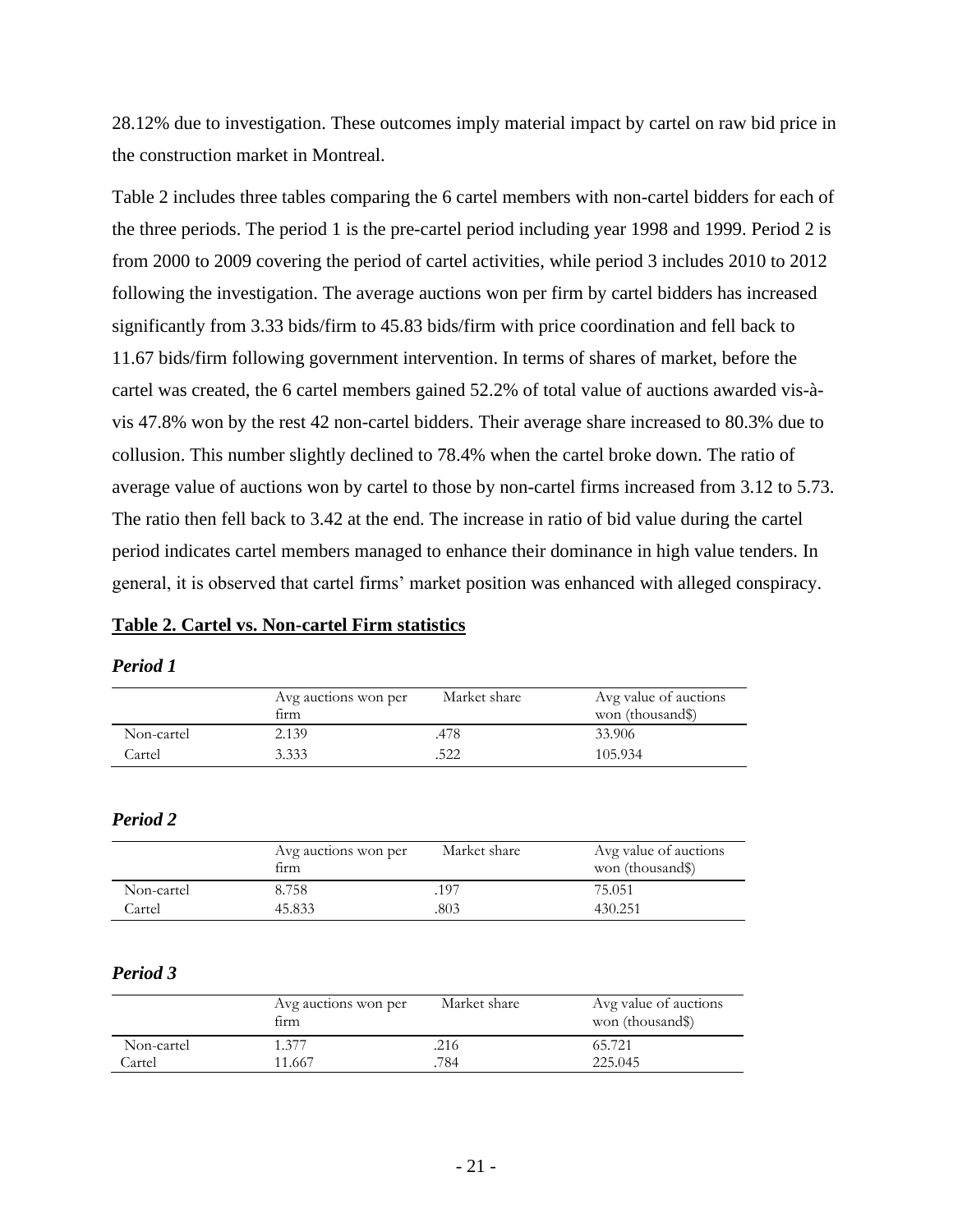28.12% due to investigation. These outcomes imply material impact by cartel on raw bid price in the construction market in Montreal.

Table 2 includes three tables comparing the 6 cartel members with non-cartel bidders for each of the three periods. The period 1 is the pre-cartel period including year 1998 and 1999. Period 2 is from 2000 to 2009 covering the period of cartel activities, while period 3 includes 2010 to 2012 following the investigation. The average auctions won per firm by cartel bidders has increased significantly from 3.33 bids/firm to 45.83 bids/firm with price coordination and fell back to 11.67 bids/firm following government intervention. In terms of shares of market, before the cartel was created, the 6 cartel members gained 52.2% of total value of auctions awarded vis-à-vis 47.8% won by the rest 42 non-cartel bidders. Their average share increased to 80.3% due to collusion. This number slightly declined to 78.4% when the cartel broke down. The ratio of average value of auctions won by cartel to those by non-cartel firms increased from 3.12 to 5.73. The ratio then fell back to 3.42 at the end. The increase in ratio of bid value during the cartel period indicates cartel members managed to enhance their dominance in high value tenders. In general, it is observed that cartel firms' market position was enhanced with alleged conspiracy.

**Table 2. Cartel vs. Non-cartel Firm statistics**

***Period 1***

| | Avg auctions won per firm | Market share | Avg value of auctions won (thousand$) |
|---|---|---|---|
| Non-cartel | 2.139 | .478 | 33.906 |
| Cartel | 3.333 | .522 | 105.934 |

***Period 2***

| | Avg auctions won per firm | Market share | Avg value of auctions won (thousand$) |
|---|---|---|---|
| Non-cartel | 8.758 | .197 | 75.051 |
| Cartel | 45.833 | .803 | 430.251 |

***Period 3***

| | Avg auctions won per firm | Market share | Avg value of auctions won (thousand$) |
|---|---|---|---|
| Non-cartel | 1.377 | .216 | 65.721 |
| Cartel | 11.667 | .784 | 225.045 |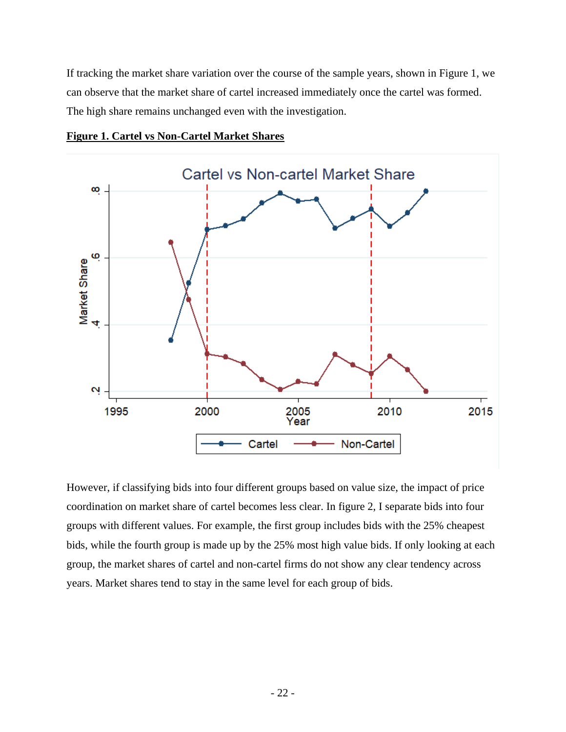If tracking the market share variation over the course of the sample years, shown in Figure 1, we can observe that the market share of cartel increased immediately once the cartel was formed. The high share remains unchanged even with the investigation.

**Figure 1. Cartel vs Non-Cartel Market Shares**

However, if classifying bids into four different groups based on value size, the impact of price coordination on market share of cartel becomes less clear. In figure 2, I separate bids into four groups with different values. For example, the first group includes bids with the 25% cheapest bids, while the fourth group is made up by the 25% most high value bids. If only looking at each group, the market shares of cartel and non-cartel firms do not show any clear tendency across years. Market shares tend to stay in the same level for each group of bids.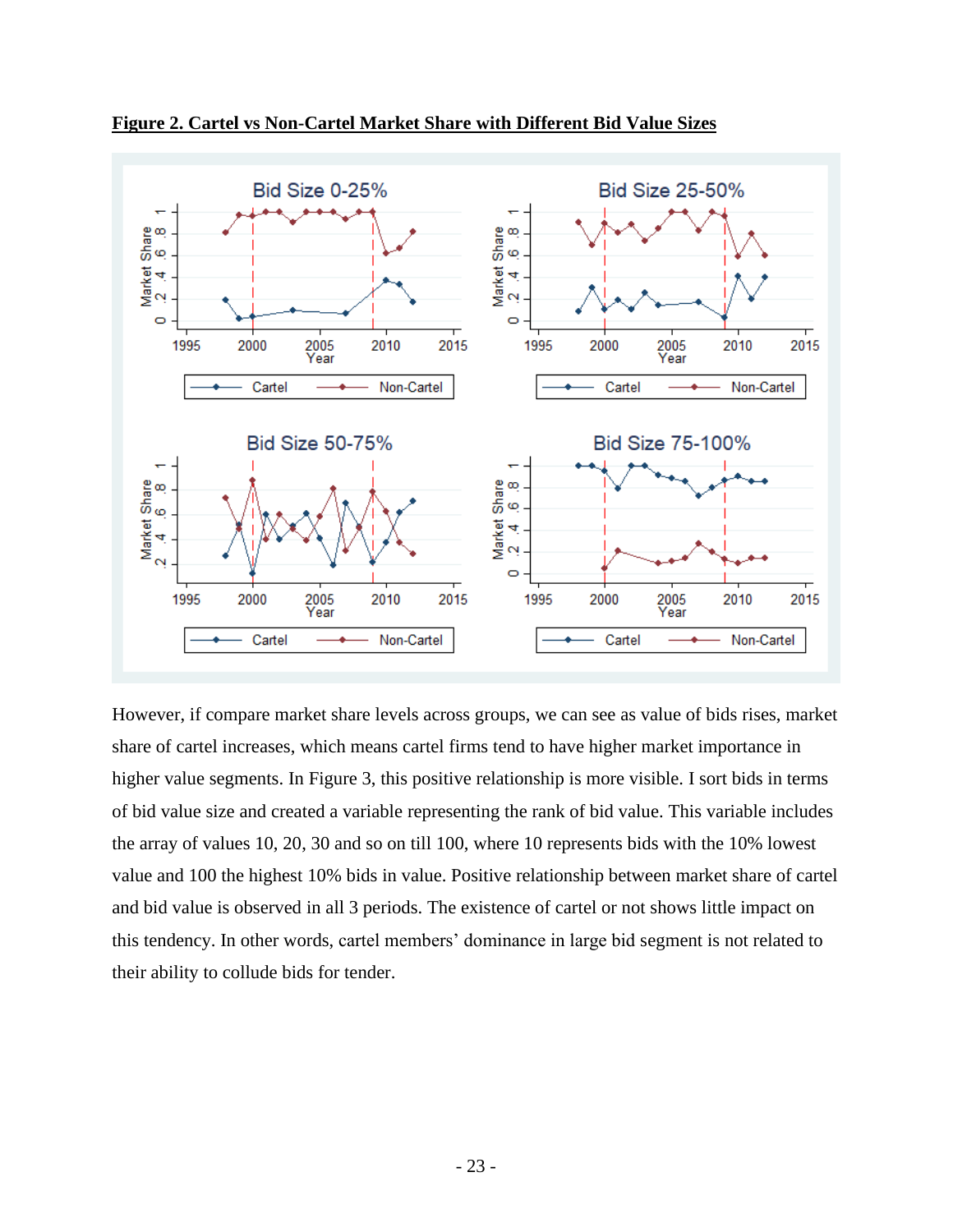**Figure 2. Cartel vs Non-Cartel Market Share with Different Bid Value Sizes**

However, if compare market share levels across groups, we can see as value of bids rises, market share of cartel increases, which means cartel firms tend to have higher market importance in higher value segments. In Figure 3, this positive relationship is more visible. I sort bids in terms of bid value size and created a variable representing the rank of bid value. This variable includes the array of values 10, 20, 30 and so on till 100, where 10 represents bids with the 10% lowest value and 100 the highest 10% bids in value. Positive relationship between market share of cartel and bid value is observed in all 3 periods. The existence of cartel or not shows little impact on this tendency. In other words, cartel members' dominance in large bid segment is not related to their ability to collude bids for tender.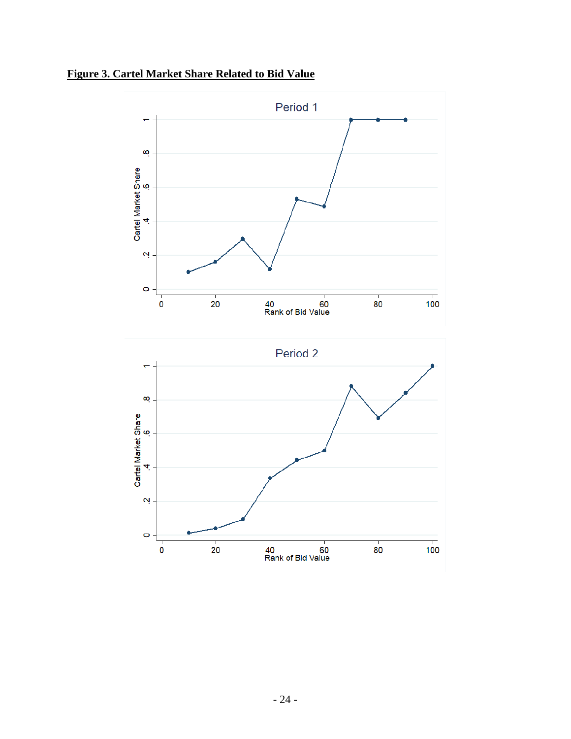**Figure 3. Cartel Market Share Related to Bid Value**

Period 1

Cartel Market Share

Rank of Bid Value

Period 2

Cartel Market Share

Rank of Bid Value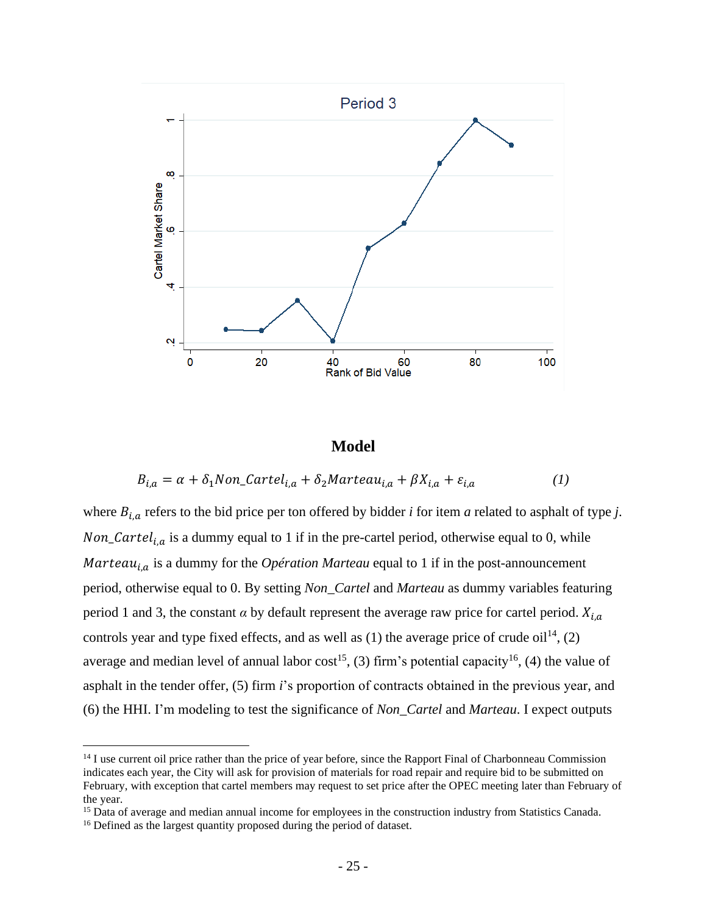## Model

$$B_{i,a} = \alpha + \delta_1 Non\_Cartel_{i,a} + \delta_2 Marteau_{i,a} + \beta X_{i,a} + \varepsilon_{i,a} \qquad (1)$$

where $B_{i,a}$ refers to the bid price per ton offered by bidder *i* for item *a* related to asphalt of type *j*. $Non\_Cartel_{i,a}$ is a dummy equal to 1 if in the pre-cartel period, otherwise equal to 0, while $Marteau_{i,a}$ is a dummy for the *Opération Marteau* equal to 1 if in the post-announcement period, otherwise equal to 0. By setting *Non_Cartel* and *Marteau* as dummy variables featuring period 1 and 3, the constant $\alpha$ by default represent the average raw price for cartel period. $X_{i,a}$ controls year and type fixed effects, and as well as (1) the average price of crude oil[14], (2) average and median level of annual labor cost[15], (3) firm's potential capacity[16], (4) the value of asphalt in the tender offer, (5) firm *i*'s proportion of contracts obtained in the previous year, and (6) the HHI. I'm modeling to test the significance of *Non_Cartel* and *Marteau*. I expect outputs

[14] I use current oil price rather than the price of year before, since the Rapport Final of Charbonneau Commission indicates each year, the City will ask for provision of materials for road repair and require bid to be submitted on February, with exception that cartel members may request to set price after the OPEC meeting later than February of the year.

[15] Data of average and median annual income for employees in the construction industry from Statistics Canada.

[16] Defined as the largest quantity proposed during the period of dataset.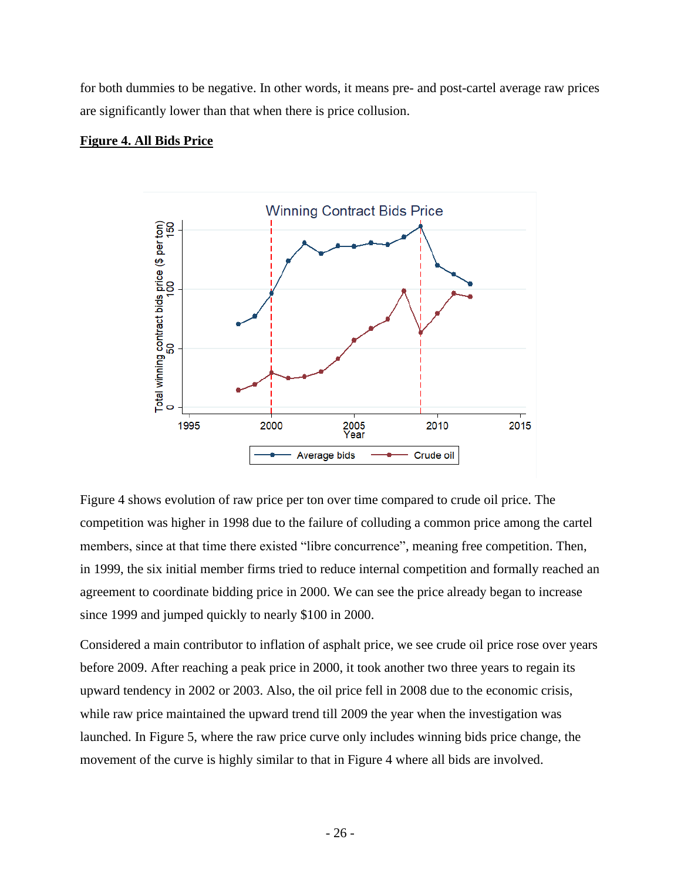for both dummies to be negative. In other words, it means pre- and post-cartel average raw prices are significantly lower than that when there is price collusion.

**Figure 4. All Bids Price**

Figure 4 shows evolution of raw price per ton over time compared to crude oil price. The competition was higher in 1998 due to the failure of colluding a common price among the cartel members, since at that time there existed "libre concurrence", meaning free competition. Then, in 1999, the six initial member firms tried to reduce internal competition and formally reached an agreement to coordinate bidding price in 2000. We can see the price already began to increase since 1999 and jumped quickly to nearly $100 in 2000.

Considered a main contributor to inflation of asphalt price, we see crude oil price rose over years before 2009. After reaching a peak price in 2000, it took another two three years to regain its upward tendency in 2002 or 2003. Also, the oil price fell in 2008 due to the economic crisis, while raw price maintained the upward trend till 2009 the year when the investigation was launched. In Figure 5, where the raw price curve only includes winning bids price change, the movement of the curve is highly similar to that in Figure 4 where all bids are involved.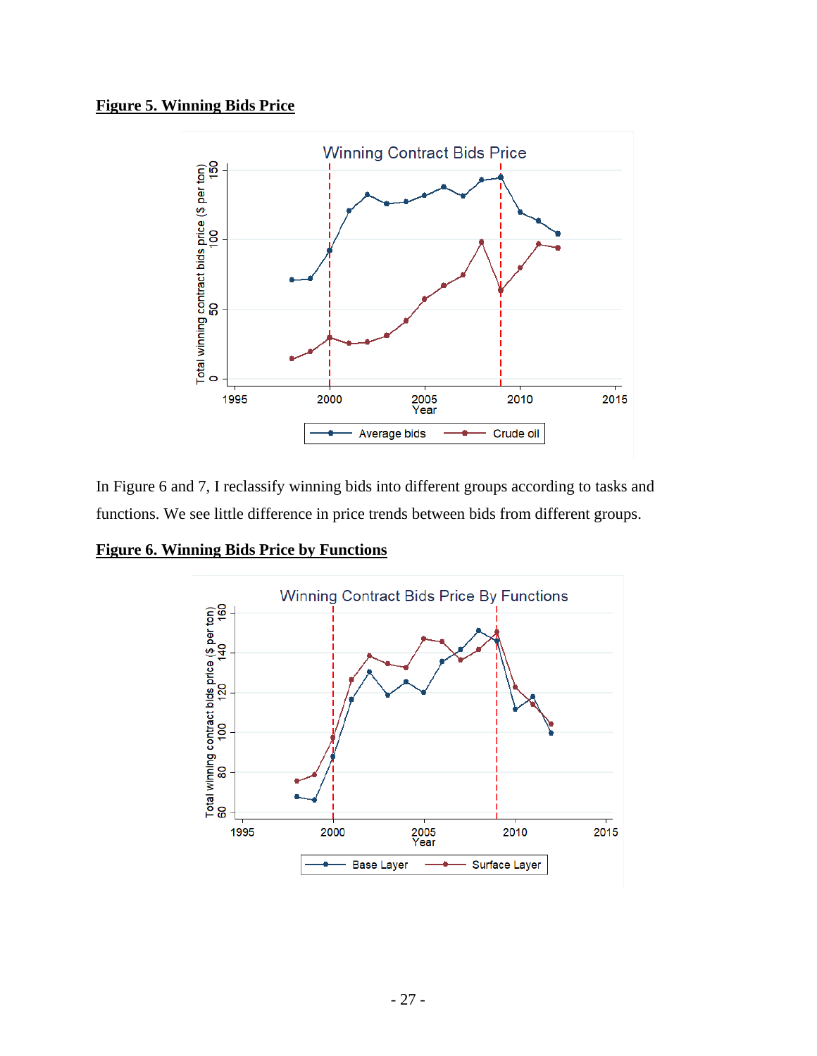**Figure 5. Winning Bids Price**

In Figure 6 and 7, I reclassify winning bids into different groups according to tasks and functions. We see little difference in price trends between bids from different groups.

**Figure 6. Winning Bids Price by Functions**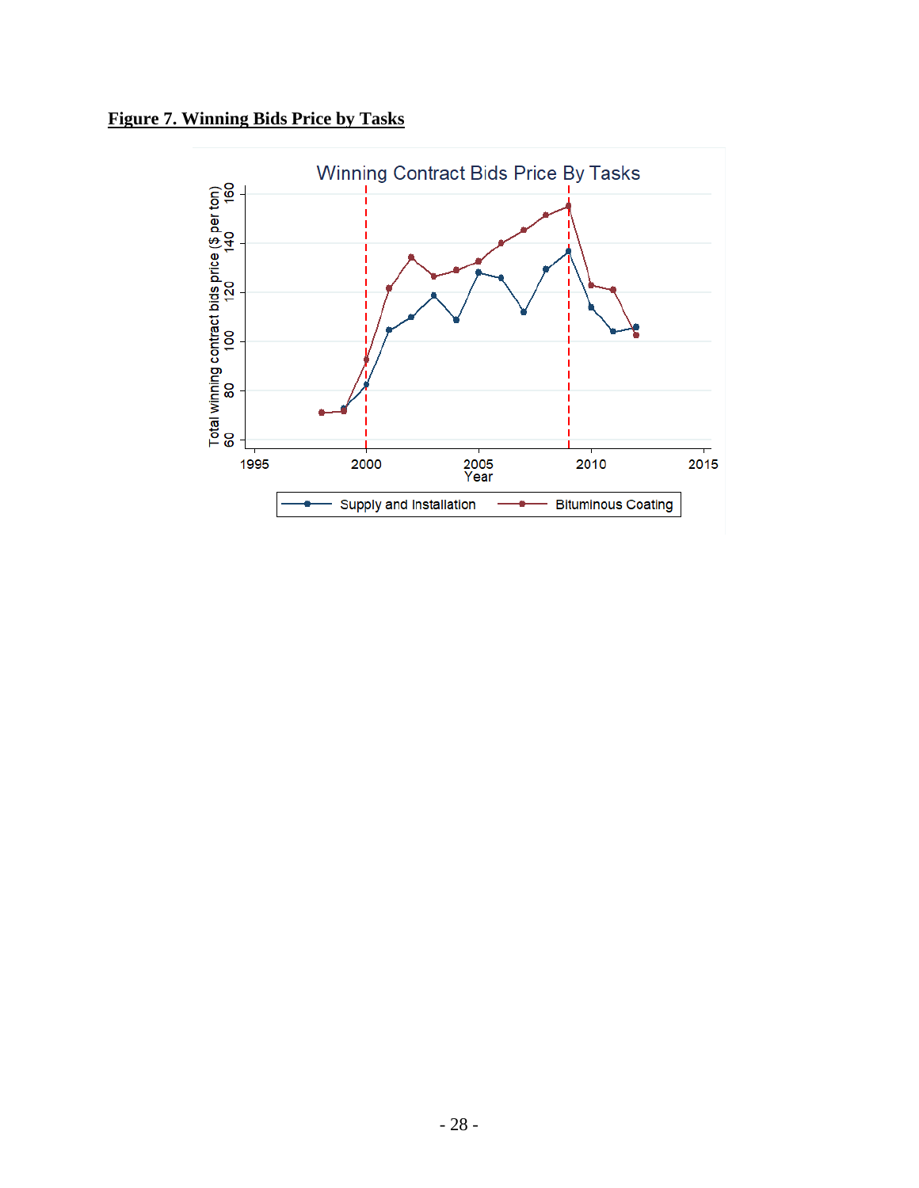**Figure 7. Winning Bids Price by Tasks**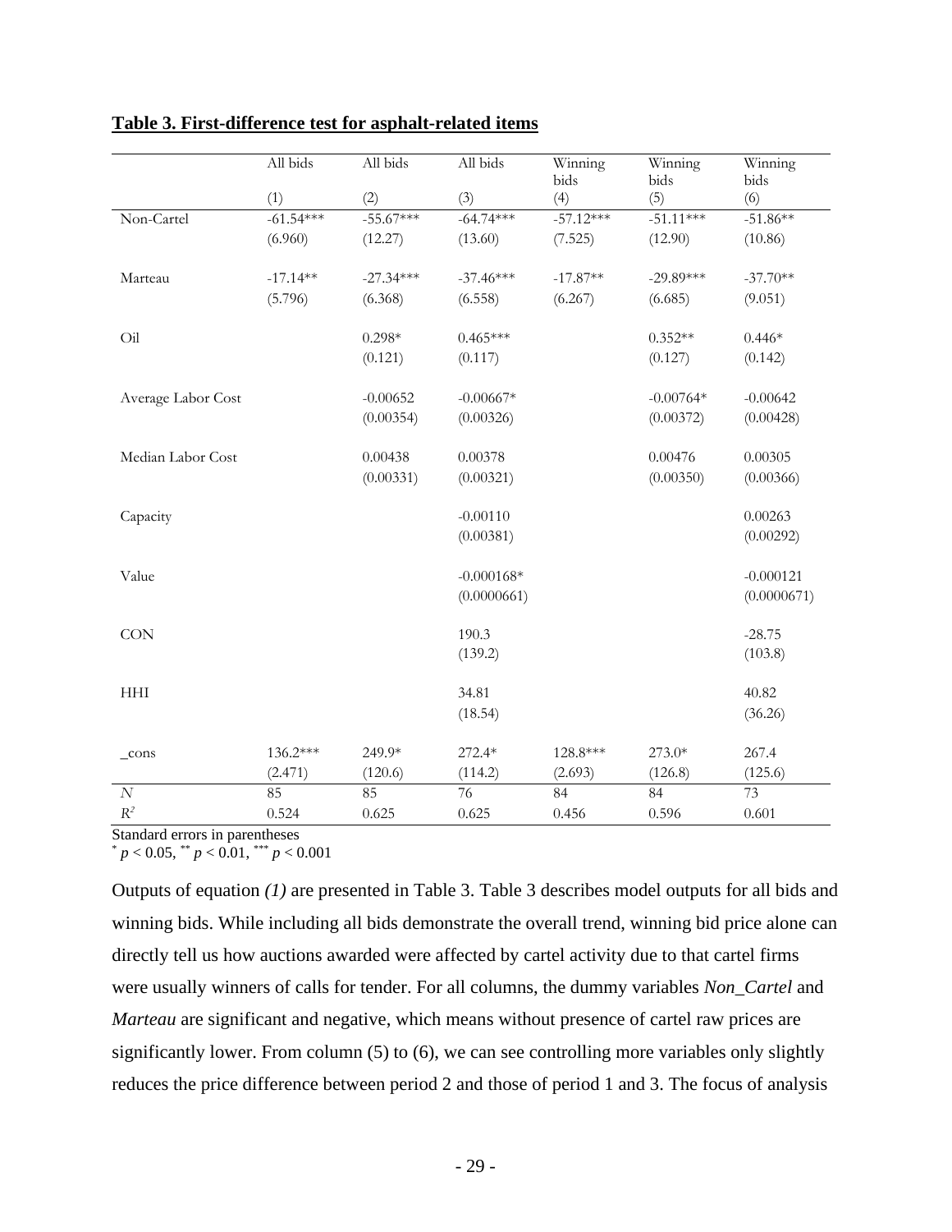**Table 3. First-difference test for asphalt-related items**

| | All bids | All bids | All bids | Winning bids | Winning bids | Winning bids |
|---|---|---|---|---|---|---|
| | (1) | (2) | (3) | (4) | (5) | (6) |
| Non-Cartel | -61.54*** | -55.67*** | -64.74*** | -57.12*** | -51.11*** | -51.86** |
| | (6.960) | (12.27) | (13.60) | (7.525) | (12.90) | (10.86) |
| Marteau | -17.14** | -27.34*** | -37.46*** | -17.87** | -29.89*** | -37.70** |
| | (5.796) | (6.368) | (6.558) | (6.267) | (6.685) | (9.051) |
| Oil | | 0.298* | 0.465*** | | 0.352** | 0.446* |
| | | (0.121) | (0.117) | | (0.127) | (0.142) |
| Average Labor Cost | | -0.00652 | -0.00667* | | -0.00764* | -0.00642 |
| | | (0.00354) | (0.00326) | | (0.00372) | (0.00428) |
| Median Labor Cost | | 0.00438 | 0.00378 | | 0.00476 | 0.00305 |
| | | (0.00331) | (0.00321) | | (0.00350) | (0.00366) |
| Capacity | | | -0.00110 | | | 0.00263 |
| | | | (0.00381) | | | (0.00292) |
| Value | | | -0.000168* | | | -0.000121 |
| | | | (0.0000661) | | | (0.0000671) |
| CON | | | 190.3 | | | -28.75 |
| | | | (139.2) | | | (103.8) |
| HHI | | | 34.81 | | | 40.82 |
| | | | (18.54) | | | (36.26) |
| _cons | 136.2*** | 249.9* | 272.4* | 128.8*** | 273.0* | 267.4 |
| | (2.471) | (120.6) | (114.2) | (2.693) | (126.8) | (125.6) |
| $N$ | 85 | 85 | 76 | 84 | 84 | 73 |
| $R^2$ | 0.524 | 0.625 | 0.625 | 0.456 | 0.596 | 0.601 |

Standard errors in parentheses
* $p < 0.05$, ** $p < 0.01$, *** $p < 0.001$

Outputs of equation *(1)* are presented in Table 3. Table 3 describes model outputs for all bids and winning bids. While including all bids demonstrate the overall trend, winning bid price alone can directly tell us how auctions awarded were affected by cartel activity due to that cartel firms were usually winners of calls for tender. For all columns, the dummy variables *Non_Cartel* and *Marteau* are significant and negative, which means without presence of cartel raw prices are significantly lower. From column (5) to (6), we can see controlling more variables only slightly reduces the price difference between period 2 and those of period 1 and 3. The focus of analysis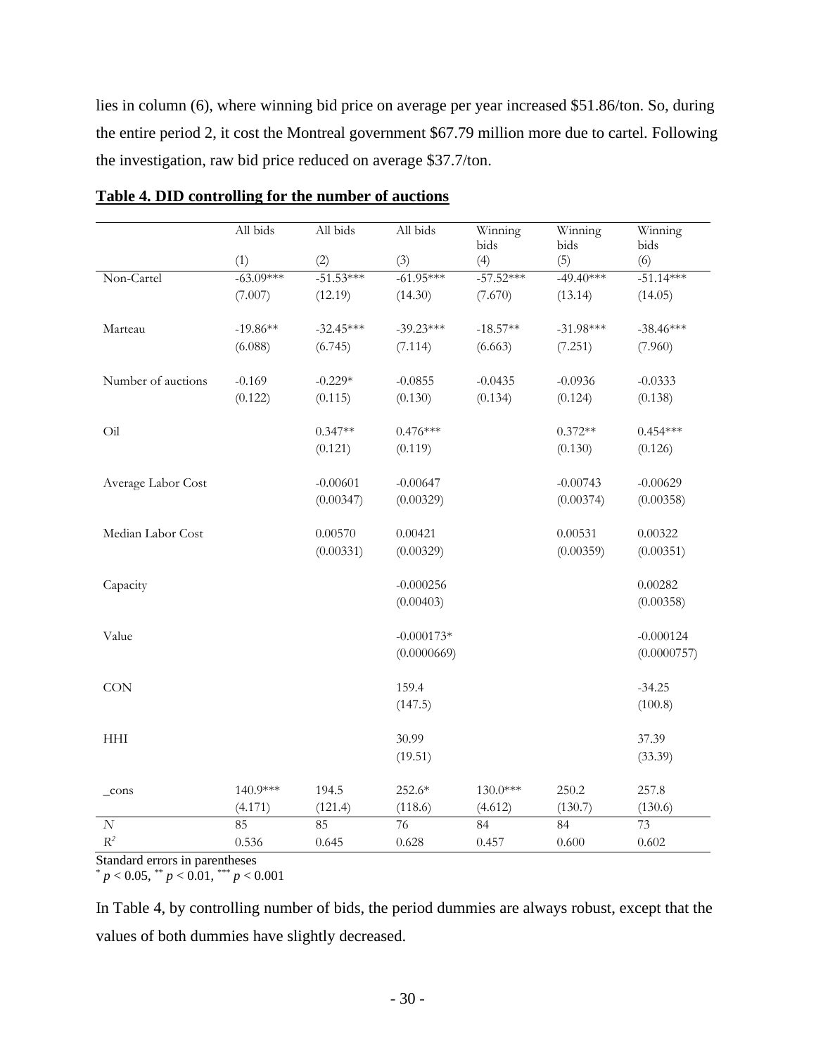lies in column (6), where winning bid price on average per year increased \$51.86/ton. So, during the entire period 2, it cost the Montreal government \$67.79 million more due to cartel. Following the investigation, raw bid price reduced on average \$37.7/ton.

**Table 4. DID controlling for the number of auctions**

| | All bids | All bids | All bids | Winning bids | Winning bids | Winning bids |
|---|---|---|---|---|---|---|
| | (1) | (2) | (3) | (4) | (5) | (6) |
| Non-Cartel | -63.09*** | -51.53*** | -61.95*** | -57.52*** | -49.40*** | -51.14*** |
| | (7.007) | (12.19) | (14.30) | (7.670) | (13.14) | (14.05) |
| Marteau | -19.86** | -32.45*** | -39.23*** | -18.57** | -31.98*** | -38.46*** |
| | (6.088) | (6.745) | (7.114) | (6.663) | (7.251) | (7.960) |
| Number of auctions | -0.169 | -0.229* | -0.0855 | -0.0435 | -0.0936 | -0.0333 |
| | (0.122) | (0.115) | (0.130) | (0.134) | (0.124) | (0.138) |
| Oil | | 0.347** | 0.476*** | | 0.372** | 0.454*** |
| | | (0.121) | (0.119) | | (0.130) | (0.126) |
| Average Labor Cost | | -0.00601 | -0.00647 | | -0.00743 | -0.00629 |
| | | (0.00347) | (0.00329) | | (0.00374) | (0.00358) |
| Median Labor Cost | | 0.00570 | 0.00421 | | 0.00531 | 0.00322 |
| | | (0.00331) | (0.00329) | | (0.00359) | (0.00351) |
| Capacity | | | -0.000256 | | | 0.00282 |
| | | | (0.00403) | | | (0.00358) |
| Value | | | -0.000173* | | | -0.000124 |
| | | | (0.0000669) | | | (0.0000757) |
| CON | | | 159.4 | | | -34.25 |
| | | | (147.5) | | | (100.8) |
| HHI | | | 30.99 | | | 37.39 |
| | | | (19.51) | | | (33.39) |
| _cons | 140.9*** | 194.5 | 252.6* | 130.0*** | 250.2 | 257.8 |
| | (4.171) | (121.4) | (118.6) | (4.612) | (130.7) | (130.6) |
| $N$ | 85 | 85 | 76 | 84 | 84 | 73 |
| $R^2$ | 0.536 | 0.645 | 0.628 | 0.457 | 0.600 | 0.602 |

Standard errors in parentheses

* $p < 0.05$, ** $p < 0.01$, *** $p < 0.001$

In Table 4, by controlling number of bids, the period dummies are always robust, except that the values of both dummies have slightly decreased.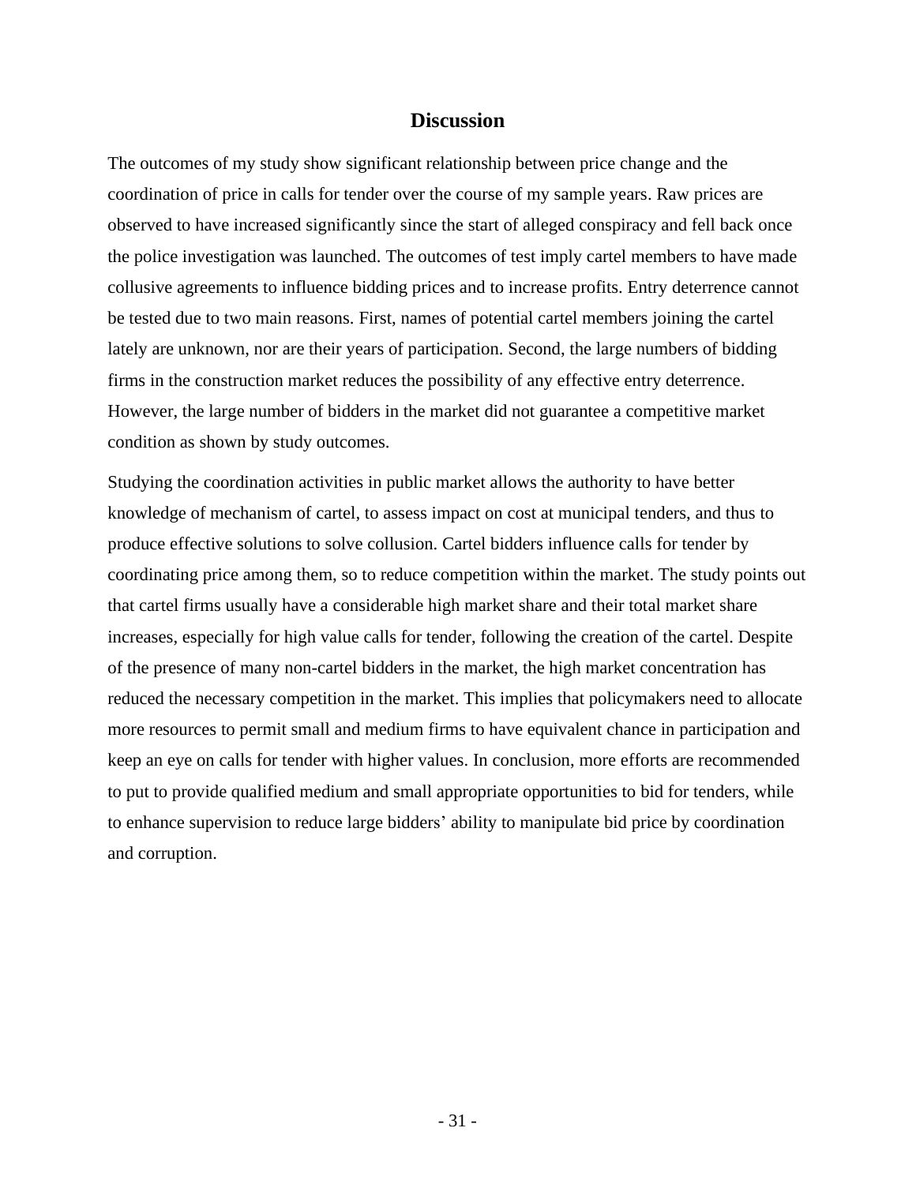## Discussion

The outcomes of my study show significant relationship between price change and the coordination of price in calls for tender over the course of my sample years. Raw prices are observed to have increased significantly since the start of alleged conspiracy and fell back once the police investigation was launched. The outcomes of test imply cartel members to have made collusive agreements to influence bidding prices and to increase profits. Entry deterrence cannot be tested due to two main reasons. First, names of potential cartel members joining the cartel lately are unknown, nor are their years of participation. Second, the large numbers of bidding firms in the construction market reduces the possibility of any effective entry deterrence. However, the large number of bidders in the market did not guarantee a competitive market condition as shown by study outcomes.

Studying the coordination activities in public market allows the authority to have better knowledge of mechanism of cartel, to assess impact on cost at municipal tenders, and thus to produce effective solutions to solve collusion. Cartel bidders influence calls for tender by coordinating price among them, so to reduce competition within the market. The study points out that cartel firms usually have a considerable high market share and their total market share increases, especially for high value calls for tender, following the creation of the cartel. Despite of the presence of many non-cartel bidders in the market, the high market concentration has reduced the necessary competition in the market. This implies that policymakers need to allocate more resources to permit small and medium firms to have equivalent chance in participation and keep an eye on calls for tender with higher values. In conclusion, more efforts are recommended to put to provide qualified medium and small appropriate opportunities to bid for tenders, while to enhance supervision to reduce large bidders' ability to manipulate bid price by coordination and corruption.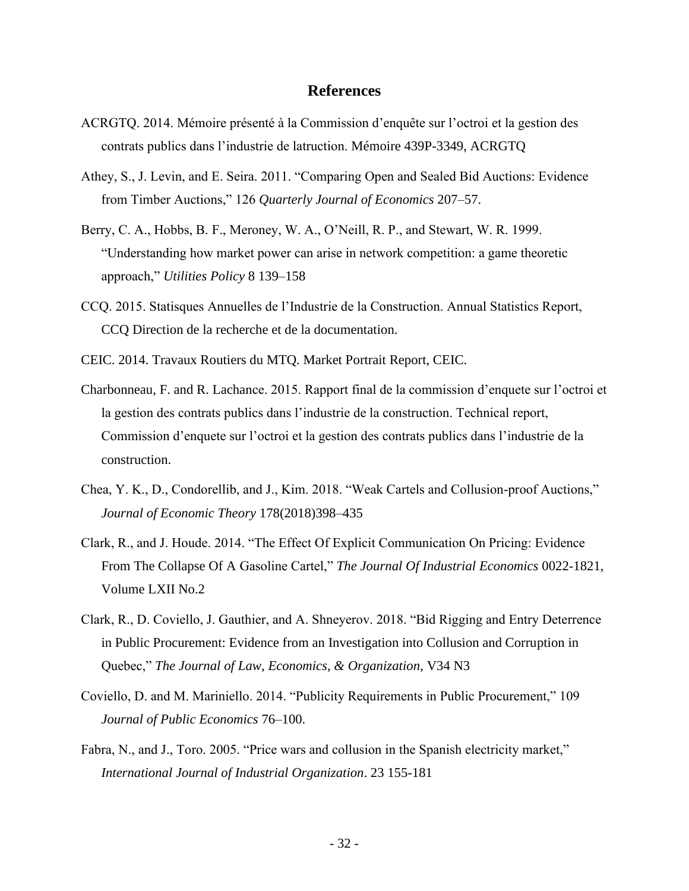## References

ACRGTQ. 2014. Mémoire présenté à la Commission d'enquête sur l'octroi et la gestion des contrats publics dans l'industrie de latruction. Mémoire 439P-3349, ACRGTQ

Athey, S., J. Levin, and E. Seira. 2011. "Comparing Open and Sealed Bid Auctions: Evidence from Timber Auctions," 126 *Quarterly Journal of Economics* 207–57.

Berry, C. A., Hobbs, B. F., Meroney, W. A., O'Neill, R. P., and Stewart, W. R. 1999. "Understanding how market power can arise in network competition: a game theoretic approach," *Utilities Policy* 8 139–158

CCQ. 2015. Statisques Annuelles de l'Industrie de la Construction. Annual Statistics Report, CCQ Direction de la recherche et de la documentation.

CEIC. 2014. Travaux Routiers du MTQ. Market Portrait Report, CEIC.

Charbonneau, F. and R. Lachance. 2015. Rapport final de la commission d'enquete sur l'octroi et la gestion des contrats publics dans l'industrie de la construction. Technical report, Commission d'enquete sur l'octroi et la gestion des contrats publics dans l'industrie de la construction.

Chea, Y. K., D., Condorellib, and J., Kim. 2018. "Weak Cartels and Collusion-proof Auctions," *Journal of Economic Theory* 178(2018)398–435

Clark, R., and J. Houde. 2014. "The Effect Of Explicit Communication On Pricing: Evidence From The Collapse Of A Gasoline Cartel," *The Journal Of Industrial Economics* 0022-1821, Volume LXII No.2

Clark, R., D. Coviello, J. Gauthier, and A. Shneyerov. 2018. "Bid Rigging and Entry Deterrence in Public Procurement: Evidence from an Investigation into Collusion and Corruption in Quebec," *The Journal of Law, Economics, & Organization*, V34 N3

Coviello, D. and M. Mariniello. 2014. "Publicity Requirements in Public Procurement," 109 *Journal of Public Economics* 76–100.

Fabra, N., and J., Toro. 2005. "Price wars and collusion in the Spanish electricity market," *International Journal of Industrial Organization*. 23 155-181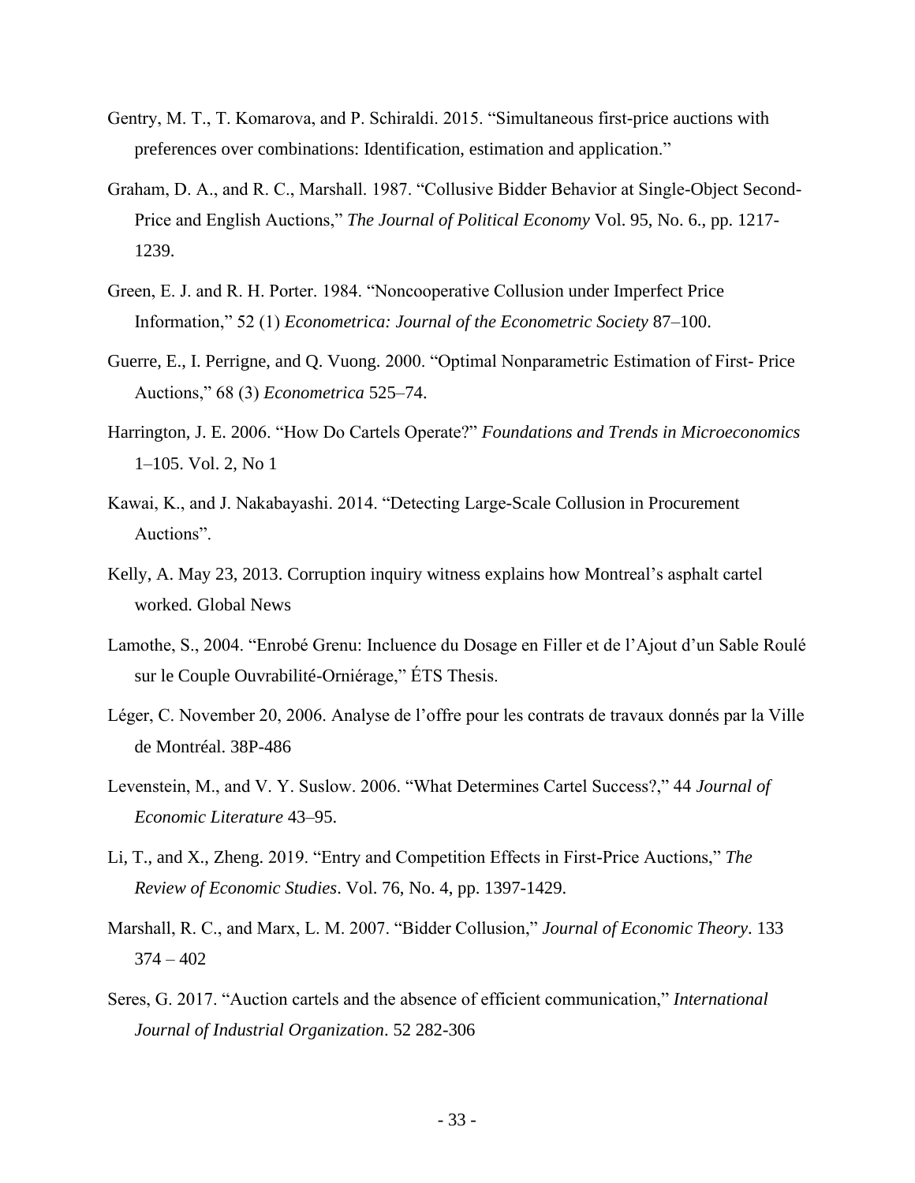Gentry, M. T., T. Komarova, and P. Schiraldi. 2015. "Simultaneous first-price auctions with preferences over combinations: Identification, estimation and application."

Graham, D. A., and R. C., Marshall. 1987. "Collusive Bidder Behavior at Single-Object Second-Price and English Auctions," *The Journal of Political Economy* Vol. 95, No. 6., pp. 1217-1239.

Green, E. J. and R. H. Porter. 1984. "Noncooperative Collusion under Imperfect Price Information," 52 (1) *Econometrica: Journal of the Econometric Society* 87–100.

Guerre, E., I. Perrigne, and Q. Vuong. 2000. "Optimal Nonparametric Estimation of First- Price Auctions," 68 (3) *Econometrica* 525–74.

Harrington, J. E. 2006. "How Do Cartels Operate?" *Foundations and Trends in Microeconomics* 1–105. Vol. 2, No 1

Kawai, K., and J. Nakabayashi. 2014. "Detecting Large-Scale Collusion in Procurement Auctions".

Kelly, A. May 23, 2013. Corruption inquiry witness explains how Montreal's asphalt cartel worked. Global News

Lamothe, S., 2004. "Enrobé Grenu: Incluence du Dosage en Filler et de l'Ajout d'un Sable Roulé sur le Couple Ouvrabilité-Orniérage," ÉTS Thesis.

Léger, C. November 20, 2006. Analyse de l'offre pour les contrats de travaux donnés par la Ville de Montréal. 38P-486

Levenstein, M., and V. Y. Suslow. 2006. "What Determines Cartel Success?," 44 *Journal of Economic Literature* 43–95.

Li, T., and X., Zheng. 2019. "Entry and Competition Effects in First-Price Auctions," *The Review of Economic Studies*. Vol. 76, No. 4, pp. 1397-1429.

Marshall, R. C., and Marx, L. M. 2007. "Bidder Collusion," *Journal of Economic Theory*. 133 374 – 402

Seres, G. 2017. "Auction cartels and the absence of efficient communication," *International Journal of Industrial Organization*. 52 282-306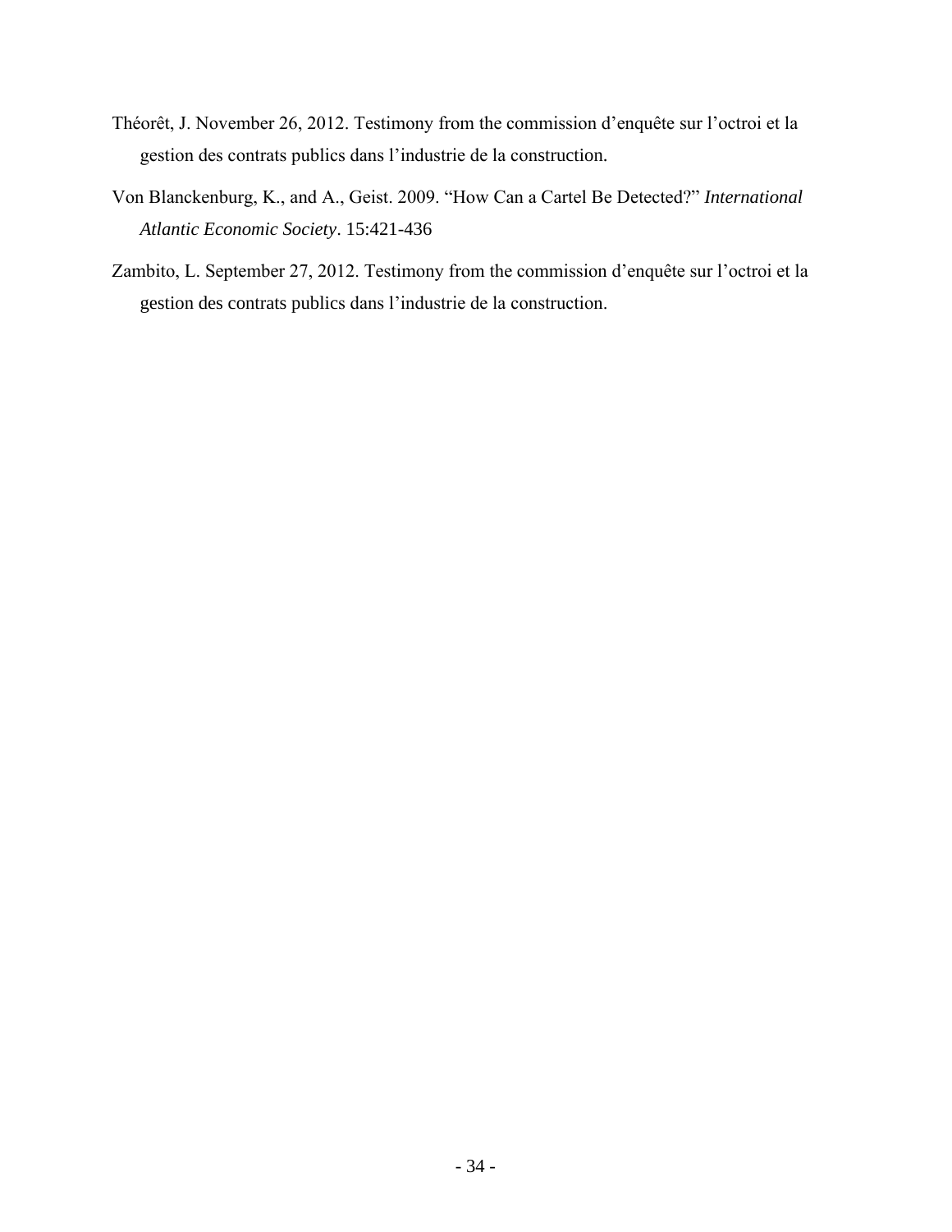Théorêt, J. November 26, 2012. Testimony from the commission d'enquête sur l'octroi et la gestion des contrats publics dans l'industrie de la construction.

Von Blanckenburg, K., and A., Geist. 2009. "How Can a Cartel Be Detected?" *International Atlantic Economic Society*. 15:421-436

Zambito, L. September 27, 2012. Testimony from the commission d'enquête sur l'octroi et la gestion des contrats publics dans l'industrie de la construction.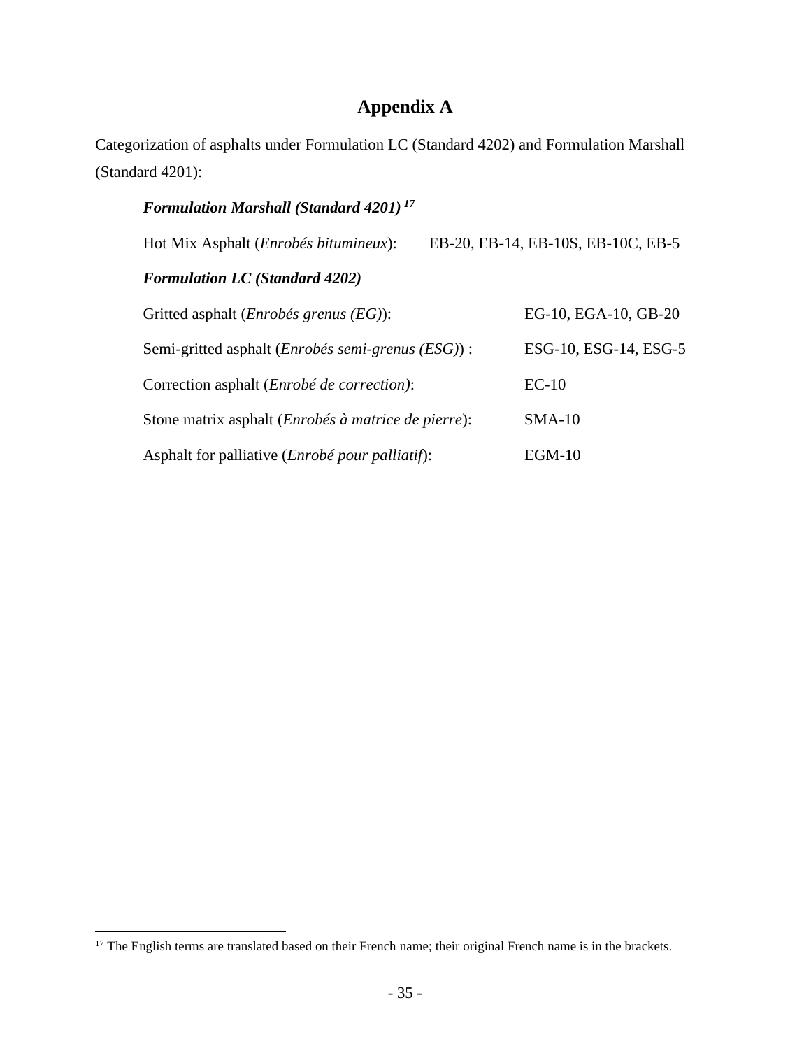# Appendix A

Categorization of asphalts under Formulation LC (Standard 4202) and Formulation Marshall (Standard 4201):

***Formulation Marshall (Standard 4201)*** [17]

Hot Mix Asphalt (*Enrobés bitumineux*): EB-20, EB-14, EB-10S, EB-10C, EB-5

***Formulation LC (Standard 4202)***

| | |
|---|---|
| Gritted asphalt (*Enrobés grenus (EG)*): | EG-10, EGA-10, GB-20 |
| Semi-gritted asphalt (*Enrobés semi-grenus (ESG)*) : | ESG-10, ESG-14, ESG-5 |
| Correction asphalt (*Enrobé de correction)*: | EC-10 |
| Stone matrix asphalt (*Enrobés à matrice de pierre*): | SMA-10 |
| Asphalt for palliative (*Enrobé pour palliatif*): | EGM-10 |

[17] The English terms are translated based on their French name; their original French name is in the brackets.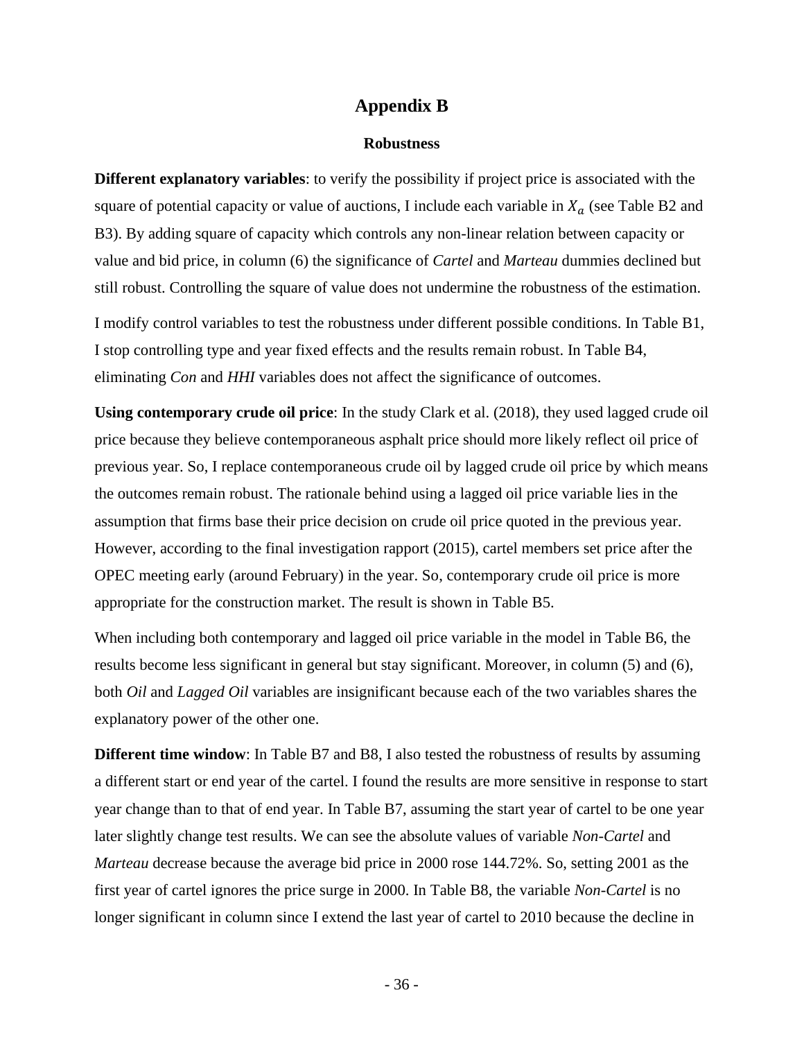# Appendix B

### Robustness

**Different explanatory variables**: to verify the possibility if project price is associated with the square of potential capacity or value of auctions, I include each variable in $X_a$ (see Table B2 and B3). By adding square of capacity which controls any non-linear relation between capacity or value and bid price, in column (6) the significance of *Cartel* and *Marteau* dummies declined but still robust. Controlling the square of value does not undermine the robustness of the estimation.

I modify control variables to test the robustness under different possible conditions. In Table B1, I stop controlling type and year fixed effects and the results remain robust. In Table B4, eliminating *Con* and *HHI* variables does not affect the significance of outcomes.

**Using contemporary crude oil price**: In the study Clark et al. (2018), they used lagged crude oil price because they believe contemporaneous asphalt price should more likely reflect oil price of previous year. So, I replace contemporaneous crude oil by lagged crude oil price by which means the outcomes remain robust. The rationale behind using a lagged oil price variable lies in the assumption that firms base their price decision on crude oil price quoted in the previous year. However, according to the final investigation rapport (2015), cartel members set price after the OPEC meeting early (around February) in the year. So, contemporary crude oil price is more appropriate for the construction market. The result is shown in Table B5.

When including both contemporary and lagged oil price variable in the model in Table B6, the results become less significant in general but stay significant. Moreover, in column (5) and (6), both *Oil* and *Lagged Oil* variables are insignificant because each of the two variables shares the explanatory power of the other one.

**Different time window**: In Table B7 and B8, I also tested the robustness of results by assuming a different start or end year of the cartel. I found the results are more sensitive in response to start year change than to that of end year. In Table B7, assuming the start year of cartel to be one year later slightly change test results. We can see the absolute values of variable *Non-Cartel* and *Marteau* decrease because the average bid price in 2000 rose 144.72%. So, setting 2001 as the first year of cartel ignores the price surge in 2000. In Table B8, the variable *Non-Cartel* is no longer significant in column since I extend the last year of cartel to 2010 because the decline in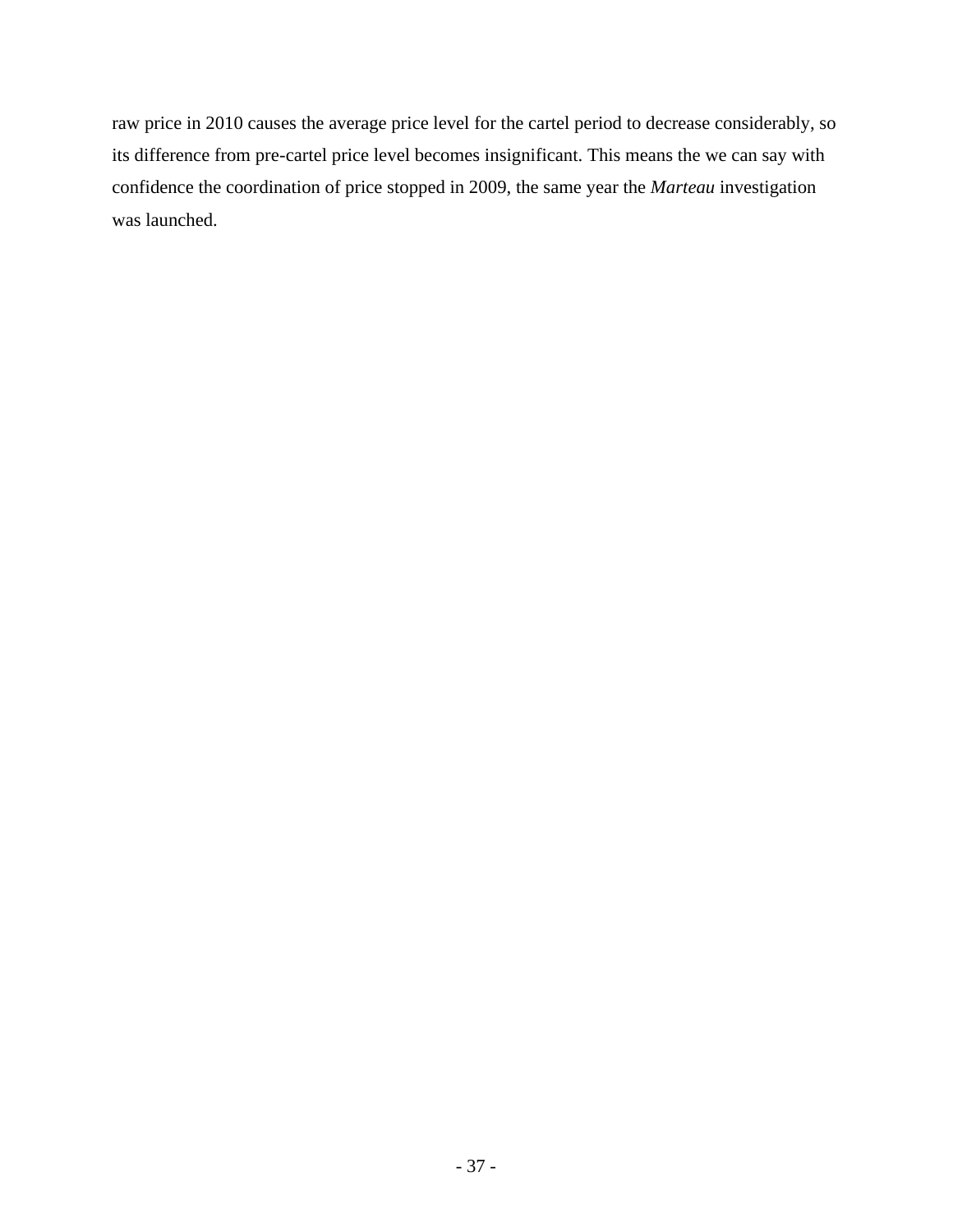raw price in 2010 causes the average price level for the cartel period to decrease considerably, so its difference from pre-cartel price level becomes insignificant. This means the we can say with confidence the coordination of price stopped in 2009, the same year the *Marteau* investigation was launched.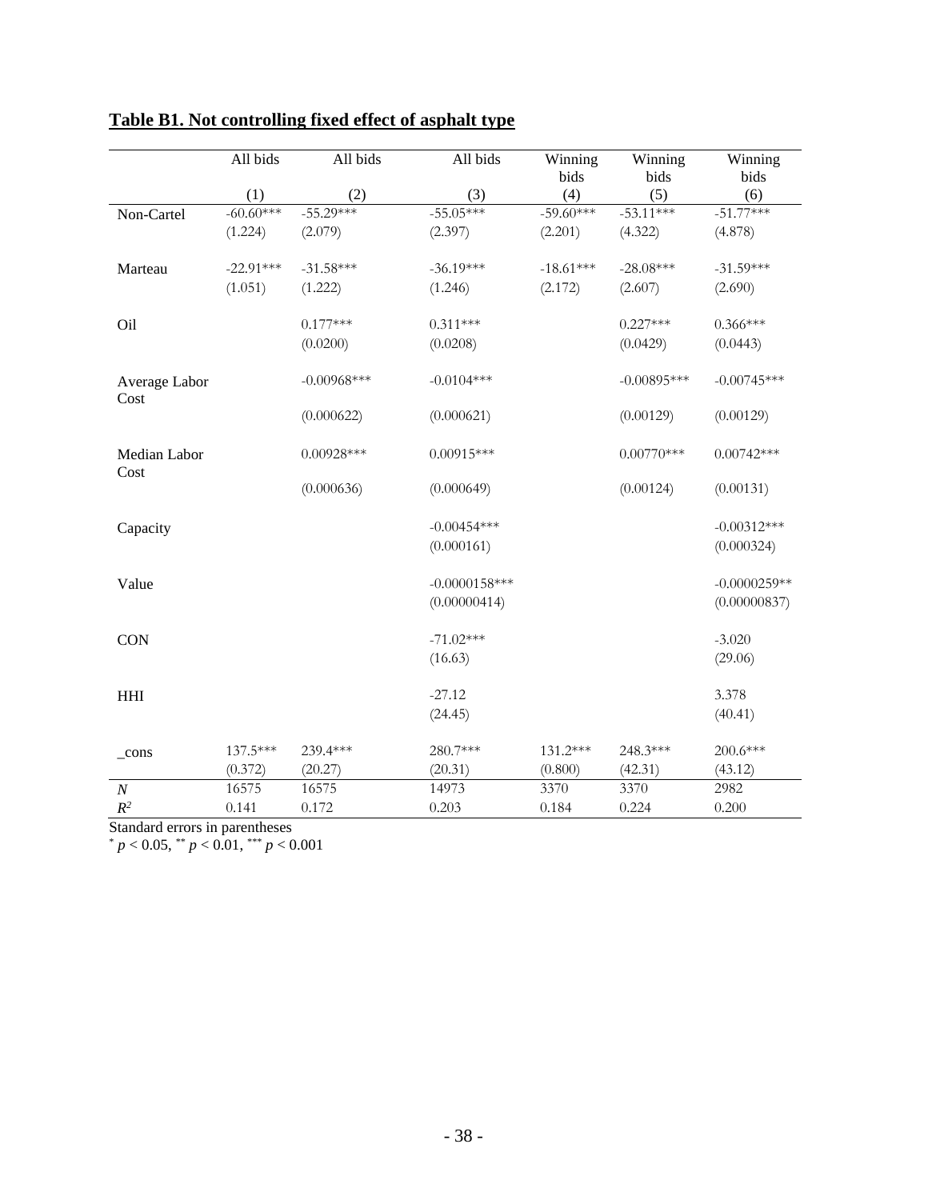**Table B1. Not controlling fixed effect of asphalt type**

| | All bids | All bids | All bids | Winning bids | Winning bids | Winning bids |
|---|---|---|---|---|---|---|
| | (1) | (2) | (3) | (4) | (5) | (6) |
| Non-Cartel | -60.60*** | -55.29*** | -55.05*** | -59.60*** | -53.11*** | -51.77*** |
| | (1.224) | (2.079) | (2.397) | (2.201) | (4.322) | (4.878) |
| Marteau | -22.91*** | -31.58*** | -36.19*** | -18.61*** | -28.08*** | -31.59*** |
| | (1.051) | (1.222) | (1.246) | (2.172) | (2.607) | (2.690) |
| Oil | | 0.177*** | 0.311*** | | 0.227*** | 0.366*** |
| | | (0.0200) | (0.0208) | | (0.0429) | (0.0443) |
| Average Labor Cost | | -0.00968*** | -0.0104*** | | -0.00895*** | -0.00745*** |
| | | (0.000622) | (0.000621) | | (0.00129) | (0.00129) |
| Median Labor Cost | | 0.00928*** | 0.00915*** | | 0.00770*** | 0.00742*** |
| | | (0.000636) | (0.000649) | | (0.00124) | (0.00131) |
| Capacity | | | -0.00454*** | | | -0.00312*** |
| | | | (0.000161) | | | (0.000324) |
| Value | | | -0.0000158*** | | | -0.0000259** |
| | | | (0.00000414) | | | (0.00000837) |
| CON | | | -71.02*** | | | -3.020 |
| | | | (16.63) | | | (29.06) |
| HHI | | | -27.12 | | | 3.378 |
| | | | (24.45) | | | (40.41) |
| _cons | 137.5*** | 239.4*** | 280.7*** | 131.2*** | 248.3*** | 200.6*** |
| | (0.372) | (20.27) | (20.31) | (0.800) | (42.31) | (43.12) |
| $N$ | 16575 | 16575 | 14973 | 3370 | 3370 | 2982 |
| $R^2$ | 0.141 | 0.172 | 0.203 | 0.184 | 0.224 | 0.200 |

Standard errors in parentheses
$^{*}$ $p < 0.05$, $^{**}$ $p < 0.01$, $^{***}$ $p < 0.001$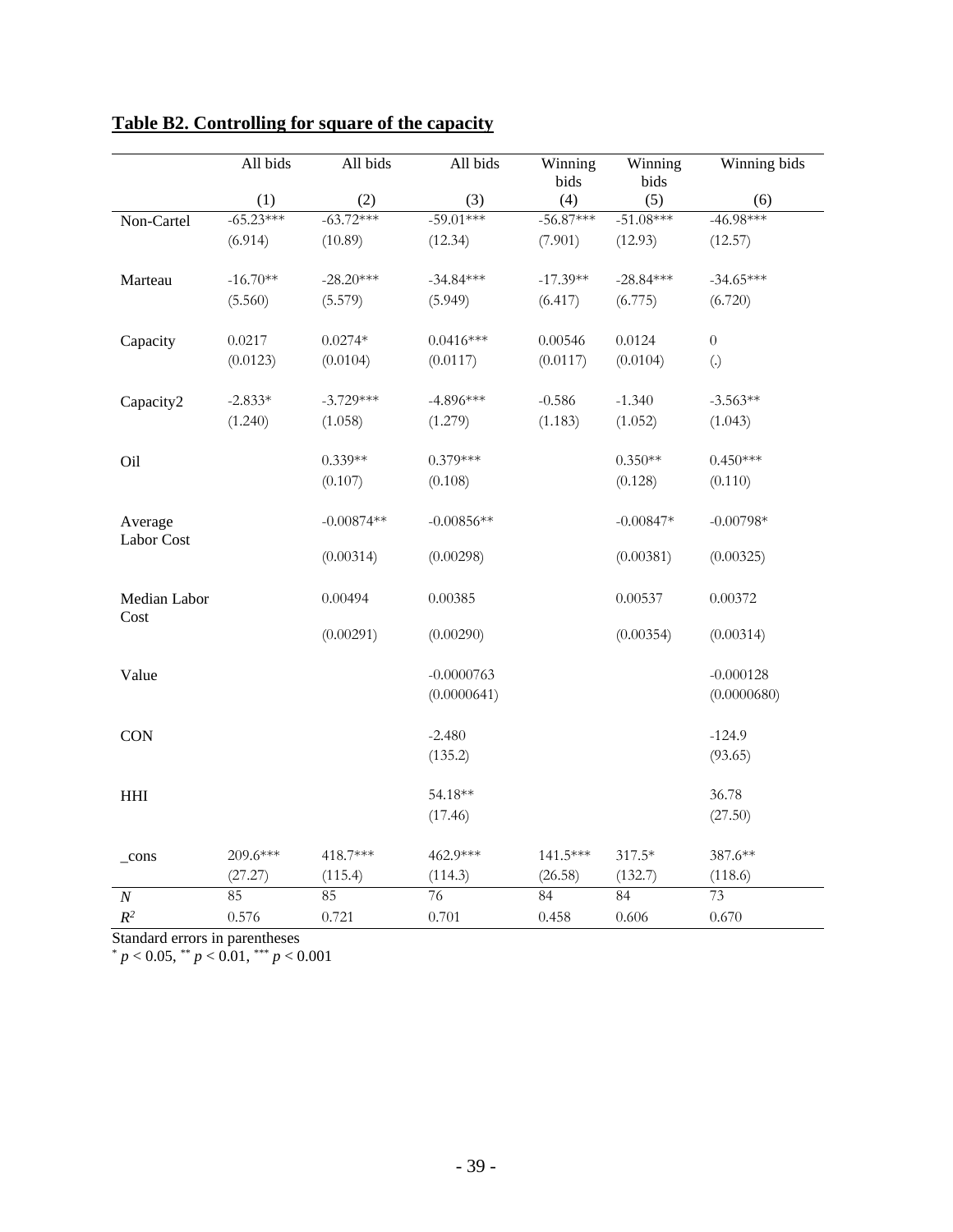## **Table B2. Controlling for square of the capacity**

| | All bids | All bids | All bids | Winning bids | Winning bids | Winning bids |
|---|---|---|---|---|---|---|
| | (1) | (2) | (3) | (4) | (5) | (6) |
| Non-Cartel | -65.23*** | -63.72*** | -59.01*** | -56.87*** | -51.08*** | -46.98*** |
| | (6.914) | (10.89) | (12.34) | (7.901) | (12.93) | (12.57) |
| Marteau | -16.70** | -28.20*** | -34.84*** | -17.39** | -28.84*** | -34.65*** |
| | (5.560) | (5.579) | (5.949) | (6.417) | (6.775) | (6.720) |
| Capacity | 0.0217 | 0.0274* | 0.0416*** | 0.00546 | 0.0124 | 0 |
| | (0.0123) | (0.0104) | (0.0117) | (0.0117) | (0.0104) | (.) |
| Capacity2 | -2.833* | -3.729*** | -4.896*** | -0.586 | -1.340 | -3.563** |
| | (1.240) | (1.058) | (1.279) | (1.183) | (1.052) | (1.043) |
| Oil | | 0.339** | 0.379*** | | 0.350** | 0.450*** |
| | | (0.107) | (0.108) | | (0.128) | (0.110) |
| Average Labor Cost | | -0.00874** | -0.00856** | | -0.00847* | -0.00798* |
| | | (0.00314) | (0.00298) | | (0.00381) | (0.00325) |
| Median Labor Cost | | 0.00494 | 0.00385 | | 0.00537 | 0.00372 |
| | | (0.00291) | (0.00290) | | (0.00354) | (0.00314) |
| Value | | | -0.0000763 | | | -0.000128 |
| | | | (0.0000641) | | | (0.0000680) |
| CON | | | -2.480 | | | -124.9 |
| | | | (135.2) | | | (93.65) |
| HHI | | | 54.18** | | | 36.78 |
| | | | (17.46) | | | (27.50) |
| _cons | 209.6*** | 418.7*** | 462.9*** | 141.5*** | 317.5* | 387.6** |
| | (27.27) | (115.4) | (114.3) | (26.58) | (132.7) | (118.6) |
| $N$ | 85 | 85 | 76 | 84 | 84 | 73 |
| $R^2$ | 0.576 | 0.721 | 0.701 | 0.458 | 0.606 | 0.670 |

Standard errors in parentheses
$^{*}$ $p < 0.05$, $^{**}$ $p < 0.01$, $^{***}$ $p < 0.001$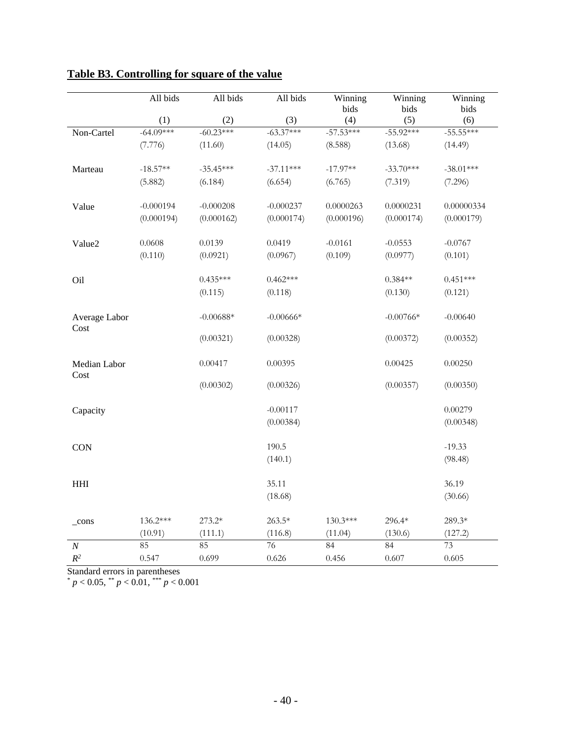**Table B3. Controlling for square of the value**

| | All bids | All bids | All bids | Winning bids | Winning bids | Winning bids |
|---|---|---|---|---|---|---|
| | (1) | (2) | (3) | (4) | (5) | (6) |
| Non-Cartel | -64.09*** | -60.23*** | -63.37*** | -57.53*** | -55.92*** | -55.55*** |
| | (7.776) | (11.60) | (14.05) | (8.588) | (13.68) | (14.49) |
| Marteau | -18.57** | -35.45*** | -37.11*** | -17.97** | -33.70*** | -38.01*** |
| | (5.882) | (6.184) | (6.654) | (6.765) | (7.319) | (7.296) |
| Value | -0.000194 | -0.000208 | -0.000237 | 0.0000263 | 0.0000231 | 0.00000334 |
| | (0.000194) | (0.000162) | (0.000174) | (0.000196) | (0.000174) | (0.000179) |
| Value2 | 0.0608 | 0.0139 | 0.0419 | -0.0161 | -0.0553 | -0.0767 |
| | (0.110) | (0.0921) | (0.0967) | (0.109) | (0.0977) | (0.101) |
| Oil | | 0.435*** | 0.462*** | | 0.384** | 0.451*** |
| | | (0.115) | (0.118) | | (0.130) | (0.121) |
| Average Labor Cost | | -0.00688* | -0.00666* | | -0.00766* | -0.00640 |
| | | (0.00321) | (0.00328) | | (0.00372) | (0.00352) |
| Median Labor Cost | | 0.00417 | 0.00395 | | 0.00425 | 0.00250 |
| | | (0.00302) | (0.00326) | | (0.00357) | (0.00350) |
| Capacity | | | -0.00117 | | | 0.00279 |
| | | | (0.00384) | | | (0.00348) |
| CON | | | 190.5 | | | -19.33 |
| | | | (140.1) | | | (98.48) |
| HHI | | | 35.11 | | | 36.19 |
| | | | (18.68) | | | (30.66) |
| _cons | 136.2*** | 273.2* | 263.5* | 130.3*** | 296.4* | 289.3* |
| | (10.91) | (111.1) | (116.8) | (11.04) | (130.6) | (127.2) |
| $N$ | 85 | 85 | 76 | 84 | 84 | 73 |
| $R^2$ | 0.547 | 0.699 | 0.626 | 0.456 | 0.607 | 0.605 |

Standard errors in parentheses
$^{*}$ $p < 0.05$, $^{**}$ $p < 0.01$, $^{***}$ $p < 0.001$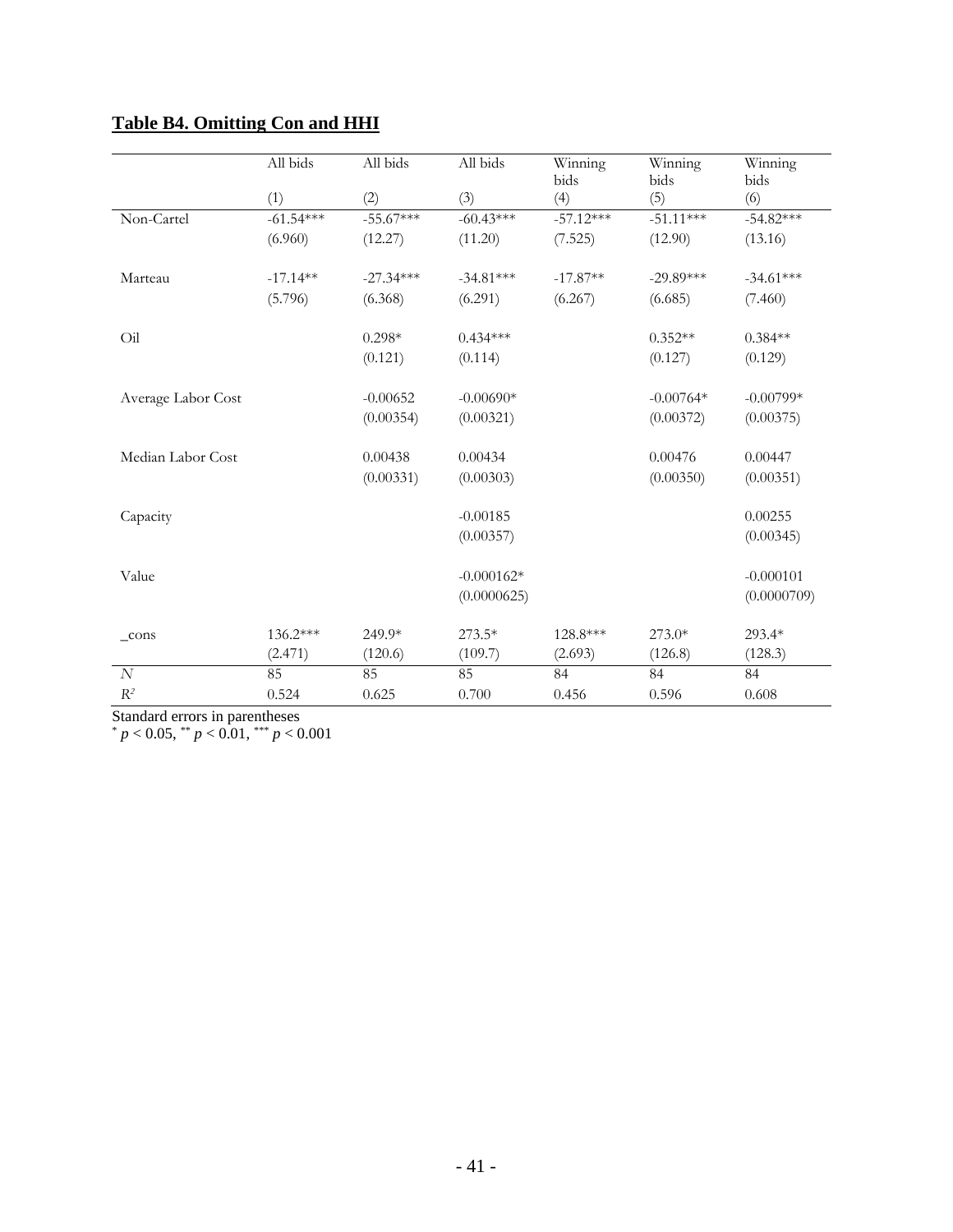## **Table B4. Omitting Con and HHI**

| | All bids | All bids | All bids | Winning bids | Winning bids | Winning bids |
|---|---|---|---|---|---|---|
| | (1) | (2) | (3) | (4) | (5) | (6) |
| Non-Cartel | -61.54*** | -55.67*** | -60.43*** | -57.12*** | -51.11*** | -54.82*** |
| | (6.960) | (12.27) | (11.20) | (7.525) | (12.90) | (13.16) |
| Marteau | -17.14** | -27.34*** | -34.81*** | -17.87** | -29.89*** | -34.61*** |
| | (5.796) | (6.368) | (6.291) | (6.267) | (6.685) | (7.460) |
| Oil | | 0.298* | 0.434*** | | 0.352** | 0.384** |
| | | (0.121) | (0.114) | | (0.127) | (0.129) |
| Average Labor Cost | | -0.00652 | -0.00690* | | -0.00764* | -0.00799* |
| | | (0.00354) | (0.00321) | | (0.00372) | (0.00375) |
| Median Labor Cost | | 0.00438 | 0.00434 | | 0.00476 | 0.00447 |
| | | (0.00331) | (0.00303) | | (0.00350) | (0.00351) |
| Capacity | | | -0.00185 | | | 0.00255 |
| | | | (0.00357) | | | (0.00345) |
| Value | | | -0.000162* | | | -0.000101 |
| | | | (0.0000625) | | | (0.0000709) |
| _cons | 136.2*** | 249.9* | 273.5* | 128.8*** | 273.0* | 293.4* |
| | (2.471) | (120.6) | (109.7) | (2.693) | (126.8) | (128.3) |
| $N$ | 85 | 85 | 85 | 84 | 84 | 84 |
| $R^2$ | 0.524 | 0.625 | 0.700 | 0.456 | 0.596 | 0.608 |

Standard errors in parentheses
$^{*}$ $p < 0.05$, $^{**}$ $p < 0.01$, $^{***}$ $p < 0.001$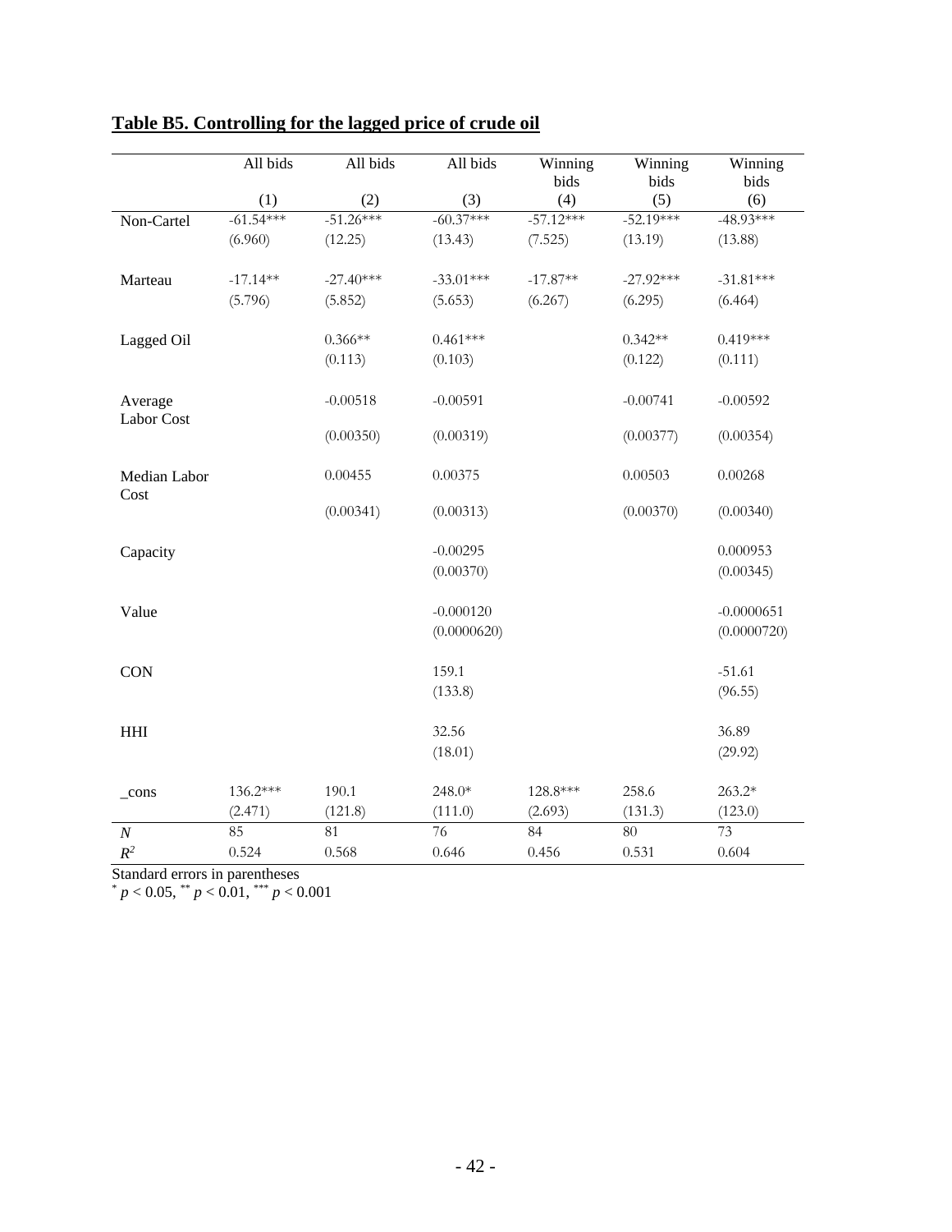# **Table B5. Controlling for the lagged price of crude oil**

| | All bids | All bids | All bids | Winning bids | Winning bids | Winning bids |
|---|---|---|---|---|---|---|
| | (1) | (2) | (3) | (4) | (5) | (6) |
| Non-Cartel | -61.54*** | -51.26*** | -60.37*** | -57.12*** | -52.19*** | -48.93*** |
| | (6.960) | (12.25) | (13.43) | (7.525) | (13.19) | (13.88) |
| Marteau | -17.14** | -27.40*** | -33.01*** | -17.87** | -27.92*** | -31.81*** |
| | (5.796) | (5.852) | (5.653) | (6.267) | (6.295) | (6.464) |
| Lagged Oil | | 0.366** | 0.461*** | | 0.342** | 0.419*** |
| | | (0.113) | (0.103) | | (0.122) | (0.111) |
| Average Labor Cost | | -0.00518 | -0.00591 | | -0.00741 | -0.00592 |
| | | (0.00350) | (0.00319) | | (0.00377) | (0.00354) |
| Median Labor Cost | | 0.00455 | 0.00375 | | 0.00503 | 0.00268 |
| | | (0.00341) | (0.00313) | | (0.00370) | (0.00340) |
| Capacity | | | -0.00295 | | | 0.000953 |
| | | | (0.00370) | | | (0.00345) |
| Value | | | -0.000120 | | | -0.0000651 |
| | | | (0.0000620) | | | (0.0000720) |
| CON | | | 159.1 | | | -51.61 |
| | | | (133.8) | | | (96.55) |
| HHI | | | 32.56 | | | 36.89 |
| | | | (18.01) | | | (29.92) |
| _cons | 136.2*** | 190.1 | 248.0* | 128.8*** | 258.6 | 263.2* |
| | (2.471) | (121.8) | (111.0) | (2.693) | (131.3) | (123.0) |
| $N$ | 85 | 81 | 76 | 84 | 80 | 73 |
| $R^2$ | 0.524 | 0.568 | 0.646 | 0.456 | 0.531 | 0.604 |

Standard errors in parentheses
$^{*}$ $p < 0.05$, $^{**}$ $p < 0.01$, $^{***}$ $p < 0.001$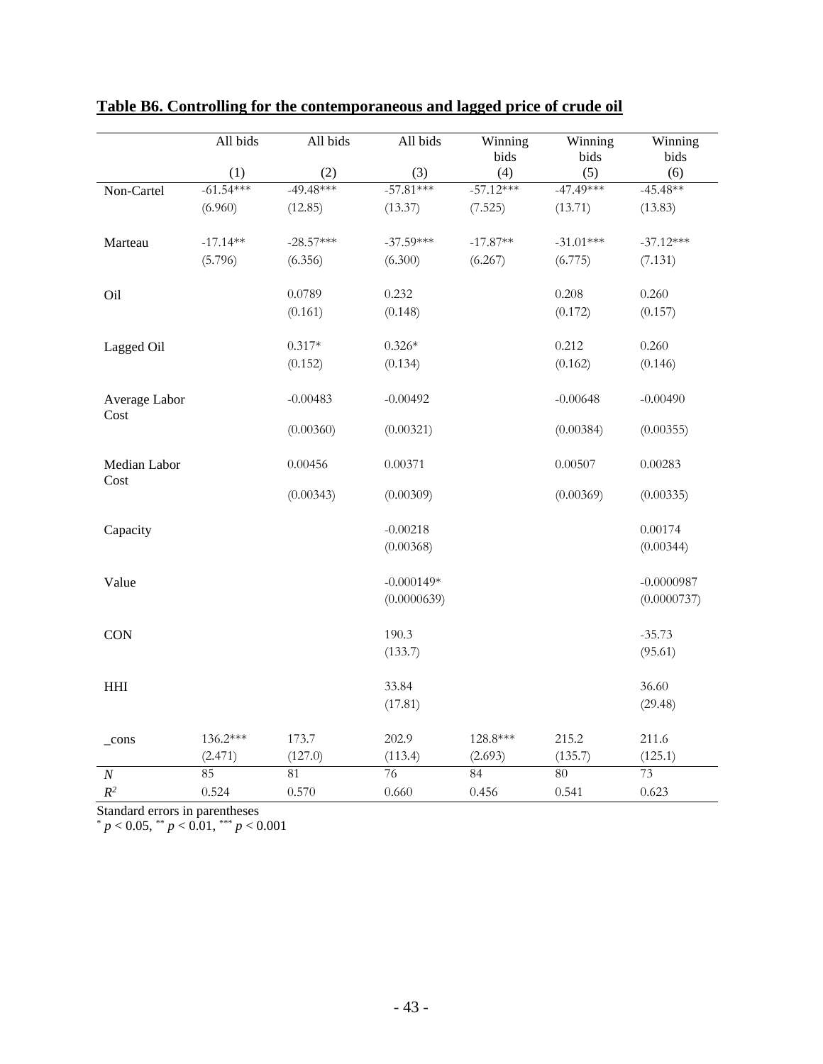**Table B6. Controlling for the contemporaneous and lagged price of crude oil**

| | All bids | All bids | All bids | Winning bids | Winning bids | Winning bids |
|---|---|---|---|---|---|---|
| | (1) | (2) | (3) | (4) | (5) | (6) |
| Non-Cartel | -61.54*** | -49.48*** | -57.81*** | -57.12*** | -47.49*** | -45.48** |
| | (6.960) | (12.85) | (13.37) | (7.525) | (13.71) | (13.83) |
| Marteau | -17.14** | -28.57*** | -37.59*** | -17.87** | -31.01*** | -37.12*** |
| | (5.796) | (6.356) | (6.300) | (6.267) | (6.775) | (7.131) |
| Oil | | 0.0789 | 0.232 | | 0.208 | 0.260 |
| | | (0.161) | (0.148) | | (0.172) | (0.157) |
| Lagged Oil | | 0.317* | 0.326* | | 0.212 | 0.260 |
| | | (0.152) | (0.134) | | (0.162) | (0.146) |
| Average Labor Cost | | -0.00483 | -0.00492 | | -0.00648 | -0.00490 |
| | | (0.00360) | (0.00321) | | (0.00384) | (0.00355) |
| Median Labor Cost | | 0.00456 | 0.00371 | | 0.00507 | 0.00283 |
| | | (0.00343) | (0.00309) | | (0.00369) | (0.00335) |
| Capacity | | | -0.00218 | | | 0.00174 |
| | | | (0.00368) | | | (0.00344) |
| Value | | | -0.000149* | | | -0.0000987 |
| | | | (0.0000639) | | | (0.0000737) |
| CON | | | 190.3 | | | -35.73 |
| | | | (133.7) | | | (95.61) |
| HHI | | | 33.84 | | | 36.60 |
| | | | (17.81) | | | (29.48) |
| _cons | 136.2*** | 173.7 | 202.9 | 128.8*** | 215.2 | 211.6 |
| | (2.471) | (127.0) | (113.4) | (2.693) | (135.7) | (125.1) |
| $N$ | 85 | 81 | 76 | 84 | 80 | 73 |
| $R^2$ | 0.524 | 0.570 | 0.660 | 0.456 | 0.541 | 0.623 |

Standard errors in parentheses
\* $p < 0.05$, ** $p < 0.01$, *** $p < 0.001$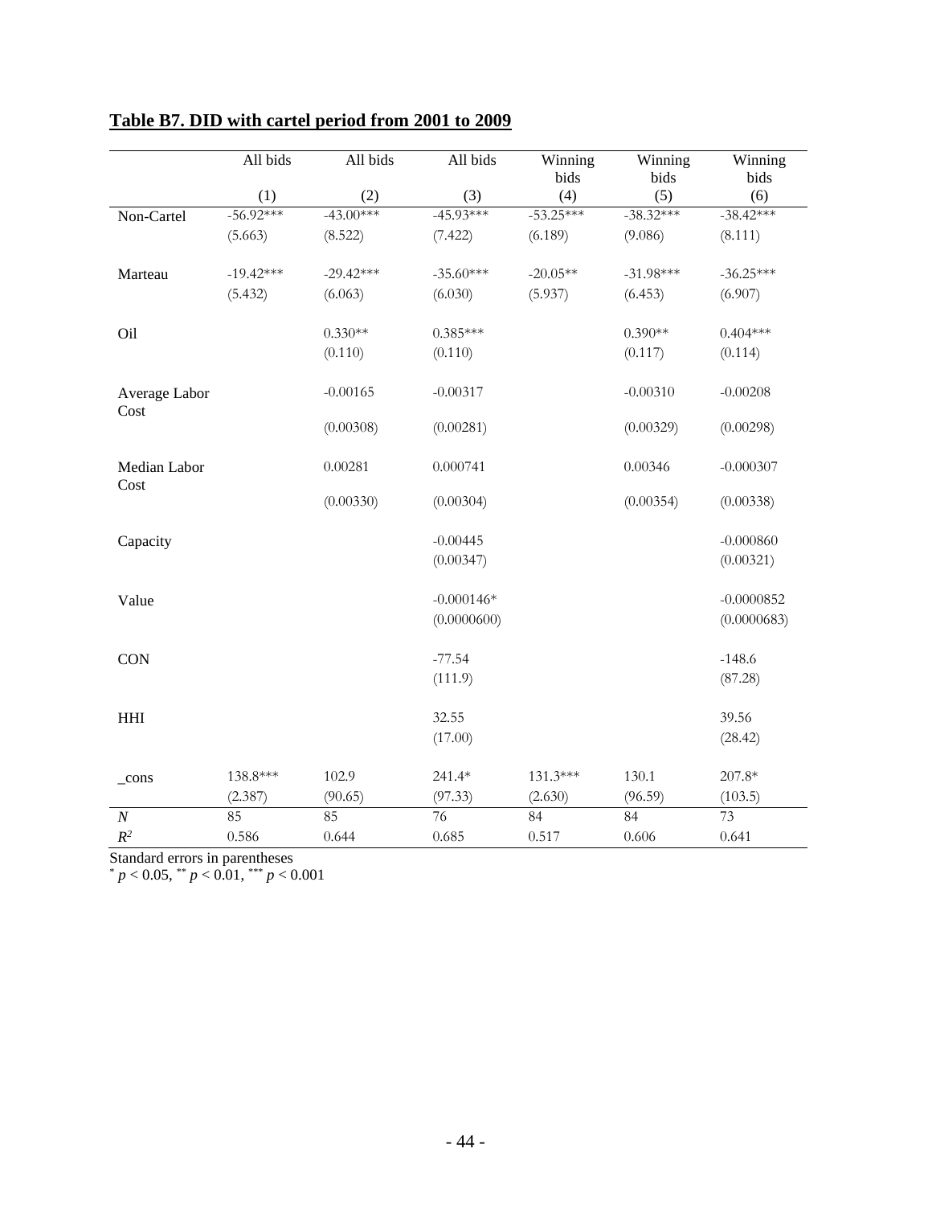**Table B7. DID with cartel period from 2001 to 2009**

| | All bids | All bids | All bids | Winning bids | Winning bids | Winning bids |
|---|---|---|---|---|---|---|
| | (1) | (2) | (3) | (4) | (5) | (6) |
| Non-Cartel | -56.92*** | -43.00*** | -45.93*** | -53.25*** | -38.32*** | -38.42*** |
| | (5.663) | (8.522) | (7.422) | (6.189) | (9.086) | (8.111) |
| Marteau | -19.42*** | -29.42*** | -35.60*** | -20.05** | -31.98*** | -36.25*** |
| | (5.432) | (6.063) | (6.030) | (5.937) | (6.453) | (6.907) |
| Oil | | 0.330** | 0.385*** | | 0.390** | 0.404*** |
| | | (0.110) | (0.110) | | (0.117) | (0.114) |
| Average Labor Cost | | -0.00165 | -0.00317 | | -0.00310 | -0.00208 |
| | | (0.00308) | (0.00281) | | (0.00329) | (0.00298) |
| Median Labor Cost | | 0.00281 | 0.000741 | | 0.00346 | -0.000307 |
| | | (0.00330) | (0.00304) | | (0.00354) | (0.00338) |
| Capacity | | | -0.00445 | | | -0.000860 |
| | | | (0.00347) | | | (0.00321) |
| Value | | | -0.000146* | | | -0.0000852 |
| | | | (0.0000600) | | | (0.0000683) |
| CON | | | -77.54 | | | -148.6 |
| | | | (111.9) | | | (87.28) |
| HHI | | | 32.55 | | | 39.56 |
| | | | (17.00) | | | (28.42) |
| _cons | 138.8*** | 102.9 | 241.4* | 131.3*** | 130.1 | 207.8* |
| | (2.387) | (90.65) | (97.33) | (2.630) | (96.59) | (103.5) |
| $N$ | 85 | 85 | 76 | 84 | 84 | 73 |
| $R^2$ | 0.586 | 0.644 | 0.685 | 0.517 | 0.606 | 0.641 |

Standard errors in parentheses

* $p < 0.05$, ** $p < 0.01$, *** $p < 0.001$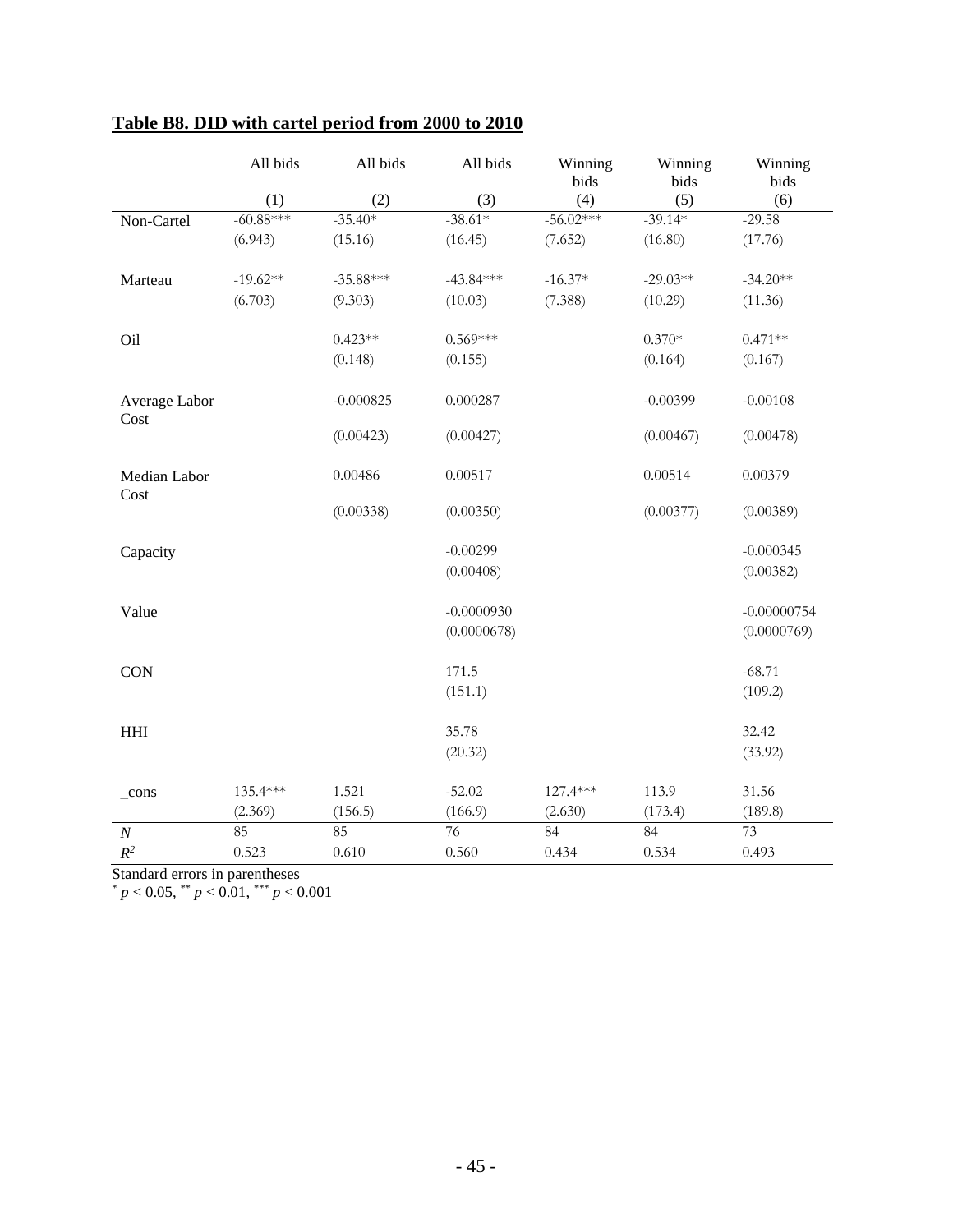## Table B8. DID with cartel period from 2000 to 2010

| | All bids | All bids | All bids | Winning bids | Winning bids | Winning bids |
|---|---|---|---|---|---|---|
| | (1) | (2) | (3) | (4) | (5) | (6) |
| Non-Cartel | -60.88*** | -35.40* | -38.61* | -56.02*** | -39.14* | -29.58 |
| | (6.943) | (15.16) | (16.45) | (7.652) | (16.80) | (17.76) |
| Marteau | -19.62** | -35.88*** | -43.84*** | -16.37* | -29.03** | -34.20** |
| | (6.703) | (9.303) | (10.03) | (7.388) | (10.29) | (11.36) |
| Oil | | 0.423** | 0.569*** | | 0.370* | 0.471** |
| | | (0.148) | (0.155) | | (0.164) | (0.167) |
| Average Labor Cost | | -0.000825 | 0.000287 | | -0.00399 | -0.00108 |
| | | (0.00423) | (0.00427) | | (0.00467) | (0.00478) |
| Median Labor Cost | | 0.00486 | 0.00517 | | 0.00514 | 0.00379 |
| | | (0.00338) | (0.00350) | | (0.00377) | (0.00389) |
| Capacity | | | -0.00299 | | | -0.000345 |
| | | | (0.00408) | | | (0.00382) |
| Value | | | -0.0000930 | | | -0.00000754 |
| | | | (0.0000678) | | | (0.0000769) |
| CON | | | 171.5 | | | -68.71 |
| | | | (151.1) | | | (109.2) |
| HHI | | | 35.78 | | | 32.42 |
| | | | (20.32) | | | (33.92) |
| _cons | 135.4*** | 1.521 | -52.02 | 127.4*** | 113.9 | 31.56 |
| | (2.369) | (156.5) | (166.9) | (2.630) | (173.4) | (189.8) |
| $N$ | 85 | 85 | 76 | 84 | 84 | 73 |
| $R^2$ | 0.523 | 0.610 | 0.560 | 0.434 | 0.534 | 0.493 |

Standard errors in parentheses

$^{*}$ $p < 0.05$, $^{**}$ $p < 0.01$, $^{***}$ $p < 0.001$